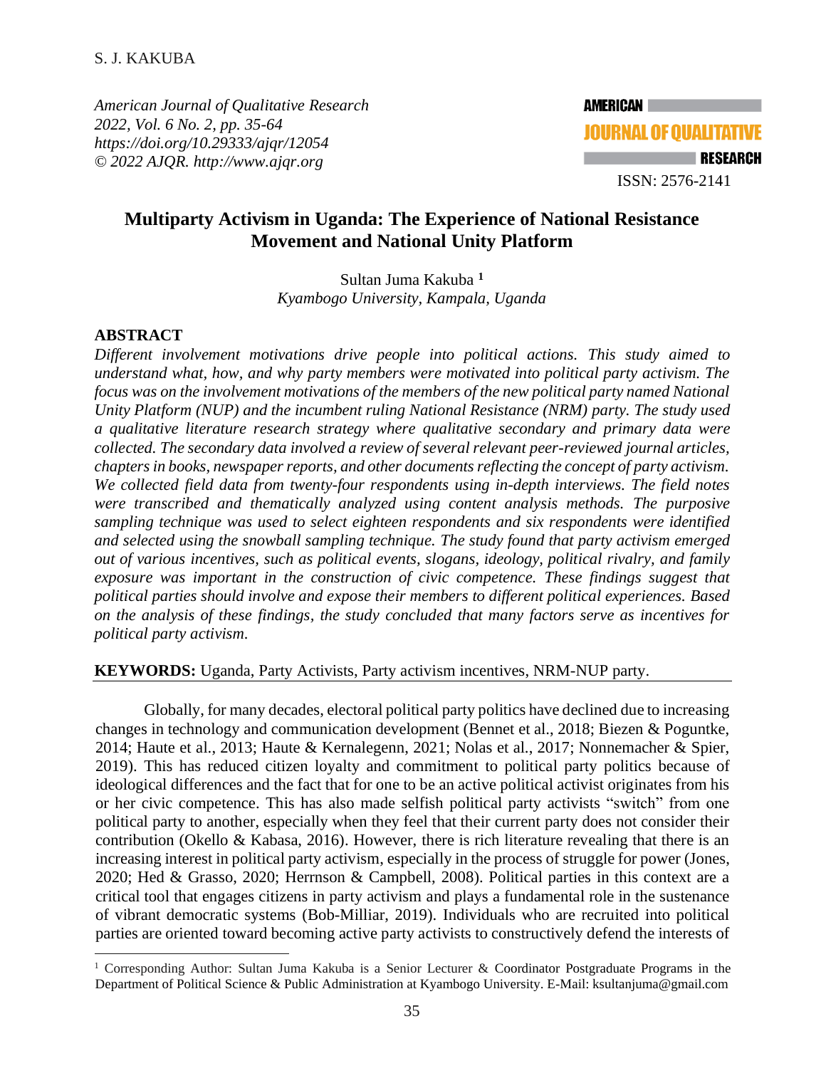*American Journal of Qualitative Research*
*2022, Vol. 6 No. 2, pp. 35-64*
*https://doi.org/10.29333/ajqr/12054*
*© 2022 AJQR. http://www.ajqr.org*

ISSN: 2576-2141

# Multiparty Activism in Uganda: The Experience of National Resistance Movement and National Unity Platform

Sultan Juma Kakuba [1]
*Kyambogo University, Kampala, Uganda*

## ABSTRACT

*Different involvement motivations drive people into political actions. This study aimed to understand what, how, and why party members were motivated into political party activism. The focus was on the involvement motivations of the members of the new political party named National Unity Platform (NUP) and the incumbent ruling National Resistance (NRM) party. The study used a qualitative literature research strategy where qualitative secondary and primary data were collected. The secondary data involved a review of several relevant peer-reviewed journal articles, chapters in books, newspaper reports, and other documents reflecting the concept of party activism. We collected field data from twenty-four respondents using in-depth interviews. The field notes were transcribed and thematically analyzed using content analysis methods. The purposive sampling technique was used to select eighteen respondents and six respondents were identified and selected using the snowball sampling technique. The study found that party activism emerged out of various incentives, such as political events, slogans, ideology, political rivalry, and family exposure was important in the construction of civic competence. These findings suggest that political parties should involve and expose their members to different political experiences. Based on the analysis of these findings, the study concluded that many factors serve as incentives for political party activism.*

**KEYWORDS:** Uganda, Party Activists, Party activism incentives, NRM-NUP party.

Globally, for many decades, electoral political party politics have declined due to increasing changes in technology and communication development (Bennet et al., 2018; Biezen & Poguntke, 2014; Haute et al., 2013; Haute & Kernalegenn, 2021; Nolas et al., 2017; Nonnemacher & Spier, 2019). This has reduced citizen loyalty and commitment to political party politics because of ideological differences and the fact that for one to be an active political activist originates from his or her civic competence. This has also made selfish political party activists "switch" from one political party to another, especially when they feel that their current party does not consider their contribution (Okello & Kabasa, 2016). However, there is rich literature revealing that there is an increasing interest in political party activism, especially in the process of struggle for power (Jones, 2020; Hed & Grasso, 2020; Herrnson & Campbell, 2008). Political parties in this context are a critical tool that engages citizens in party activism and plays a fundamental role in the sustenance of vibrant democratic systems (Bob-Milliar, 2019). Individuals who are recruited into political parties are oriented toward becoming active party activists to constructively defend the interests of

[1] Corresponding Author: Sultan Juma Kakuba is a Senior Lecturer & Coordinator Postgraduate Programs in the Department of Political Science & Public Administration at Kyambogo University. E-Mail: ksultanjuma@gmail.com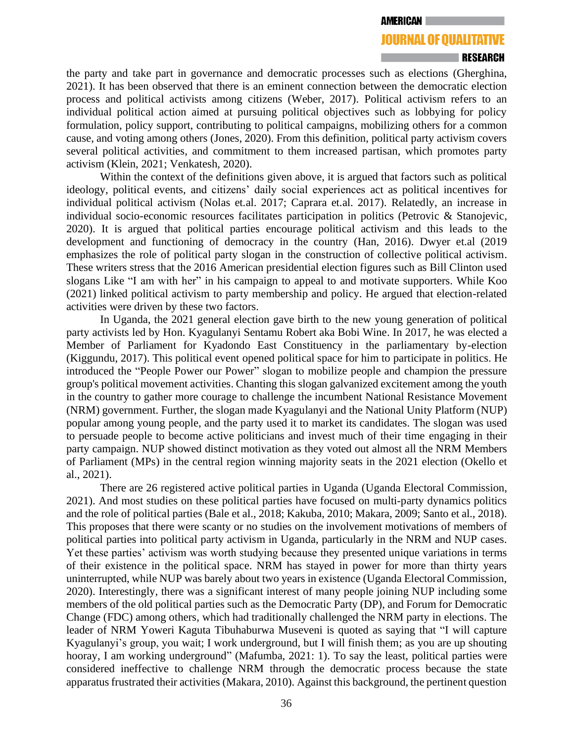the party and take part in governance and democratic processes such as elections (Gherghina, 2021). It has been observed that there is an eminent connection between the democratic election process and political activists among citizens (Weber, 2017). Political activism refers to an individual political action aimed at pursuing political objectives such as lobbying for policy formulation, policy support, contributing to political campaigns, mobilizing others for a common cause, and voting among others (Jones, 2020). From this definition, political party activism covers several political activities, and commitment to them increased partisan, which promotes party activism (Klein, 2021; Venkatesh, 2020).

Within the context of the definitions given above, it is argued that factors such as political ideology, political events, and citizens' daily social experiences act as political incentives for individual political activism (Nolas et.al. 2017; Caprara et.al. 2017). Relatedly, an increase in individual socio-economic resources facilitates participation in politics (Petrovic & Stanojevic, 2020). It is argued that political parties encourage political activism and this leads to the development and functioning of democracy in the country (Han, 2016). Dwyer et.al (2019 emphasizes the role of political party slogan in the construction of collective political activism. These writers stress that the 2016 American presidential election figures such as Bill Clinton used slogans Like "I am with her" in his campaign to appeal to and motivate supporters. While Koo (2021) linked political activism to party membership and policy. He argued that election-related activities were driven by these two factors.

In Uganda, the 2021 general election gave birth to the new young generation of political party activists led by Hon. Kyagulanyi Sentamu Robert aka Bobi Wine. In 2017, he was elected a Member of Parliament for Kyadondo East Constituency in the parliamentary by-election (Kiggundu, 2017). This political event opened political space for him to participate in politics. He introduced the "People Power our Power" slogan to mobilize people and champion the pressure group's political movement activities. Chanting this slogan galvanized excitement among the youth in the country to gather more courage to challenge the incumbent National Resistance Movement (NRM) government. Further, the slogan made Kyagulanyi and the National Unity Platform (NUP) popular among young people, and the party used it to market its candidates. The slogan was used to persuade people to become active politicians and invest much of their time engaging in their party campaign. NUP showed distinct motivation as they voted out almost all the NRM Members of Parliament (MPs) in the central region winning majority seats in the 2021 election (Okello et al., 2021).

There are 26 registered active political parties in Uganda (Uganda Electoral Commission, 2021). And most studies on these political parties have focused on multi-party dynamics politics and the role of political parties (Bale et al., 2018; Kakuba, 2010; Makara, 2009; Santo et al., 2018). This proposes that there were scanty or no studies on the involvement motivations of members of political parties into political party activism in Uganda, particularly in the NRM and NUP cases. Yet these parties' activism was worth studying because they presented unique variations in terms of their existence in the political space. NRM has stayed in power for more than thirty years uninterrupted, while NUP was barely about two years in existence (Uganda Electoral Commission, 2020). Interestingly, there was a significant interest of many people joining NUP including some members of the old political parties such as the Democratic Party (DP), and Forum for Democratic Change (FDC) among others, which had traditionally challenged the NRM party in elections. The leader of NRM Yoweri Kaguta Tibuhaburwa Museveni is quoted as saying that "I will capture Kyagulanyi's group, you wait; I work underground, but I will finish them; as you are up shouting hooray, I am working underground" (Mafumba, 2021: 1). To say the least, political parties were considered ineffective to challenge NRM through the democratic process because the state apparatus frustrated their activities (Makara, 2010). Against this background, the pertinent question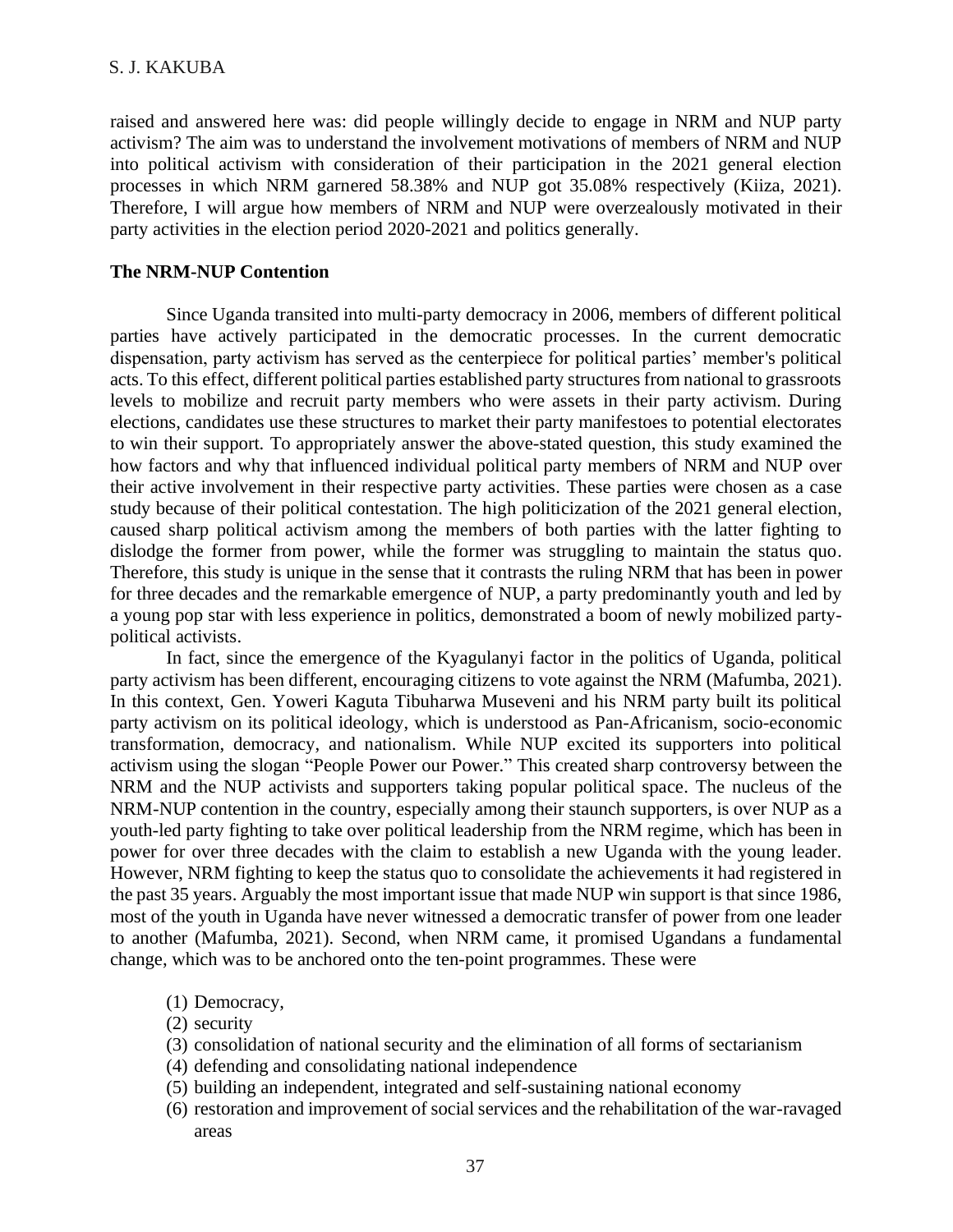raised and answered here was: did people willingly decide to engage in NRM and NUP party activism? The aim was to understand the involvement motivations of members of NRM and NUP into political activism with consideration of their participation in the 2021 general election processes in which NRM garnered 58.38% and NUP got 35.08% respectively (Kiiza, 2021). Therefore, I will argue how members of NRM and NUP were overzealously motivated in their party activities in the election period 2020-2021 and politics generally.

**The NRM-NUP Contention**

Since Uganda transited into multi-party democracy in 2006, members of different political parties have actively participated in the democratic processes. In the current democratic dispensation, party activism has served as the centerpiece for political parties' member's political acts. To this effect, different political parties established party structures from national to grassroots levels to mobilize and recruit party members who were assets in their party activism. During elections, candidates use these structures to market their party manifestoes to potential electorates to win their support. To appropriately answer the above-stated question, this study examined the how factors and why that influenced individual political party members of NRM and NUP over their active involvement in their respective party activities. These parties were chosen as a case study because of their political contestation. The high politicization of the 2021 general election, caused sharp political activism among the members of both parties with the latter fighting to dislodge the former from power, while the former was struggling to maintain the status quo. Therefore, this study is unique in the sense that it contrasts the ruling NRM that has been in power for three decades and the remarkable emergence of NUP, a party predominantly youth and led by a young pop star with less experience in politics, demonstrated a boom of newly mobilized party-political activists.

In fact, since the emergence of the Kyagulanyi factor in the politics of Uganda, political party activism has been different, encouraging citizens to vote against the NRM (Mafumba, 2021). In this context, Gen. Yoweri Kaguta Tibuharwa Museveni and his NRM party built its political party activism on its political ideology, which is understood as Pan-Africanism, socio-economic transformation, democracy, and nationalism. While NUP excited its supporters into political activism using the slogan "People Power our Power." This created sharp controversy between the NRM and the NUP activists and supporters taking popular political space. The nucleus of the NRM-NUP contention in the country, especially among their staunch supporters, is over NUP as a youth-led party fighting to take over political leadership from the NRM regime, which has been in power for over three decades with the claim to establish a new Uganda with the young leader. However, NRM fighting to keep the status quo to consolidate the achievements it had registered in the past 35 years. Arguably the most important issue that made NUP win support is that since 1986, most of the youth in Uganda have never witnessed a democratic transfer of power from one leader to another (Mafumba, 2021). Second, when NRM came, it promised Ugandans a fundamental change, which was to be anchored onto the ten-point programmes. These were

(1) Democracy,
(2) security
(3) consolidation of national security and the elimination of all forms of sectarianism
(4) defending and consolidating national independence
(5) building an independent, integrated and self-sustaining national economy
(6) restoration and improvement of social services and the rehabilitation of the war-ravaged areas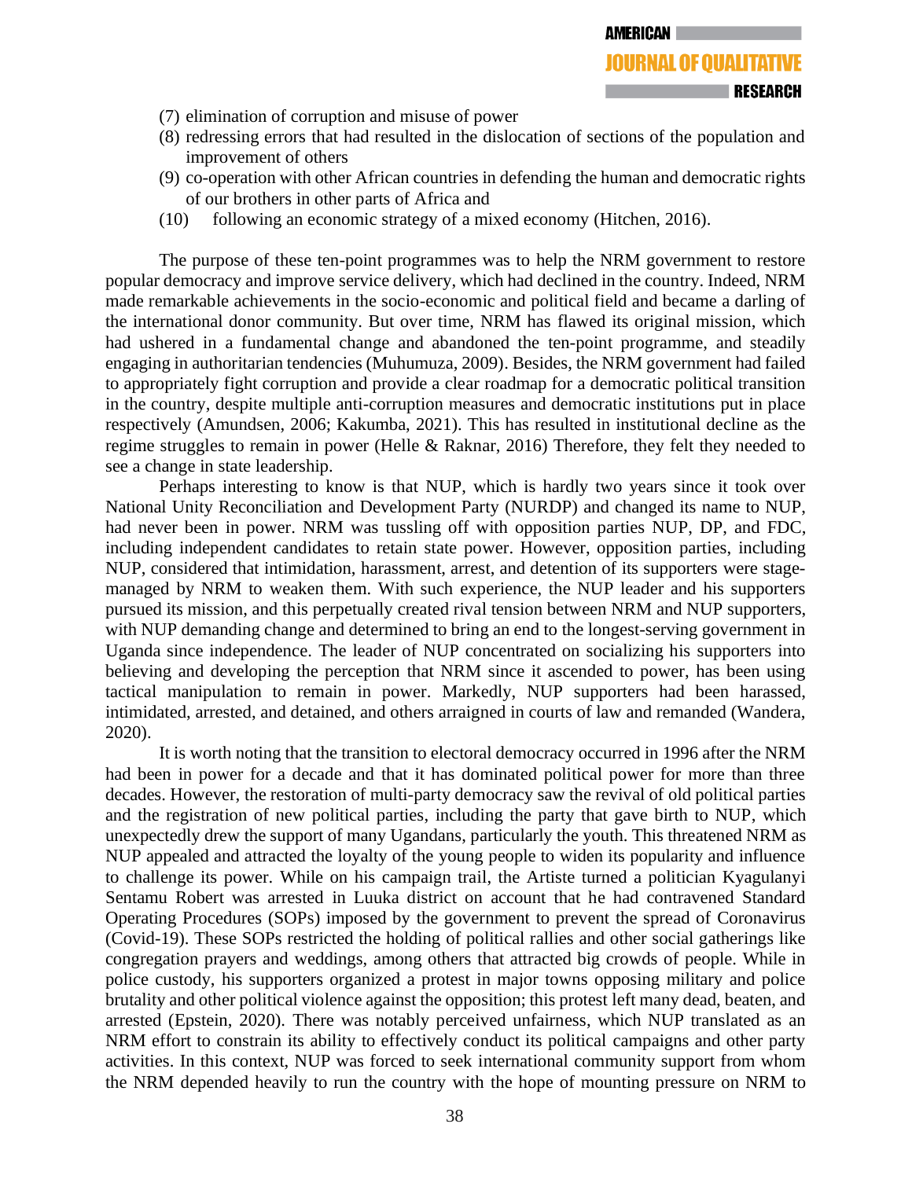(7) elimination of corruption and misuse of power
(8) redressing errors that had resulted in the dislocation of sections of the population and improvement of others
(9) co-operation with other African countries in defending the human and democratic rights of our brothers in other parts of Africa and
(10) following an economic strategy of a mixed economy (Hitchen, 2016).

The purpose of these ten-point programmes was to help the NRM government to restore popular democracy and improve service delivery, which had declined in the country. Indeed, NRM made remarkable achievements in the socio-economic and political field and became a darling of the international donor community. But over time, NRM has flawed its original mission, which had ushered in a fundamental change and abandoned the ten-point programme, and steadily engaging in authoritarian tendencies (Muhumuza, 2009). Besides, the NRM government had failed to appropriately fight corruption and provide a clear roadmap for a democratic political transition in the country, despite multiple anti-corruption measures and democratic institutions put in place respectively (Amundsen, 2006; Kakumba, 2021). This has resulted in institutional decline as the regime struggles to remain in power (Helle & Raknar, 2016) Therefore, they felt they needed to see a change in state leadership.

Perhaps interesting to know is that NUP, which is hardly two years since it took over National Unity Reconciliation and Development Party (NURDP) and changed its name to NUP, had never been in power. NRM was tussling off with opposition parties NUP, DP, and FDC, including independent candidates to retain state power. However, opposition parties, including NUP, considered that intimidation, harassment, arrest, and detention of its supporters were stage-managed by NRM to weaken them. With such experience, the NUP leader and his supporters pursued its mission, and this perpetually created rival tension between NRM and NUP supporters, with NUP demanding change and determined to bring an end to the longest-serving government in Uganda since independence. The leader of NUP concentrated on socializing his supporters into believing and developing the perception that NRM since it ascended to power, has been using tactical manipulation to remain in power. Markedly, NUP supporters had been harassed, intimidated, arrested, and detained, and others arraigned in courts of law and remanded (Wandera, 2020).

It is worth noting that the transition to electoral democracy occurred in 1996 after the NRM had been in power for a decade and that it has dominated political power for more than three decades. However, the restoration of multi-party democracy saw the revival of old political parties and the registration of new political parties, including the party that gave birth to NUP, which unexpectedly drew the support of many Ugandans, particularly the youth. This threatened NRM as NUP appealed and attracted the loyalty of the young people to widen its popularity and influence to challenge its power. While on his campaign trail, the Artiste turned a politician Kyagulanyi Sentamu Robert was arrested in Luuka district on account that he had contravened Standard Operating Procedures (SOPs) imposed by the government to prevent the spread of Coronavirus (Covid-19). These SOPs restricted the holding of political rallies and other social gatherings like congregation prayers and weddings, among others that attracted big crowds of people. While in police custody, his supporters organized a protest in major towns opposing military and police brutality and other political violence against the opposition; this protest left many dead, beaten, and arrested (Epstein, 2020). There was notably perceived unfairness, which NUP translated as an NRM effort to constrain its ability to effectively conduct its political campaigns and other party activities. In this context, NUP was forced to seek international community support from whom the NRM depended heavily to run the country with the hope of mounting pressure on NRM to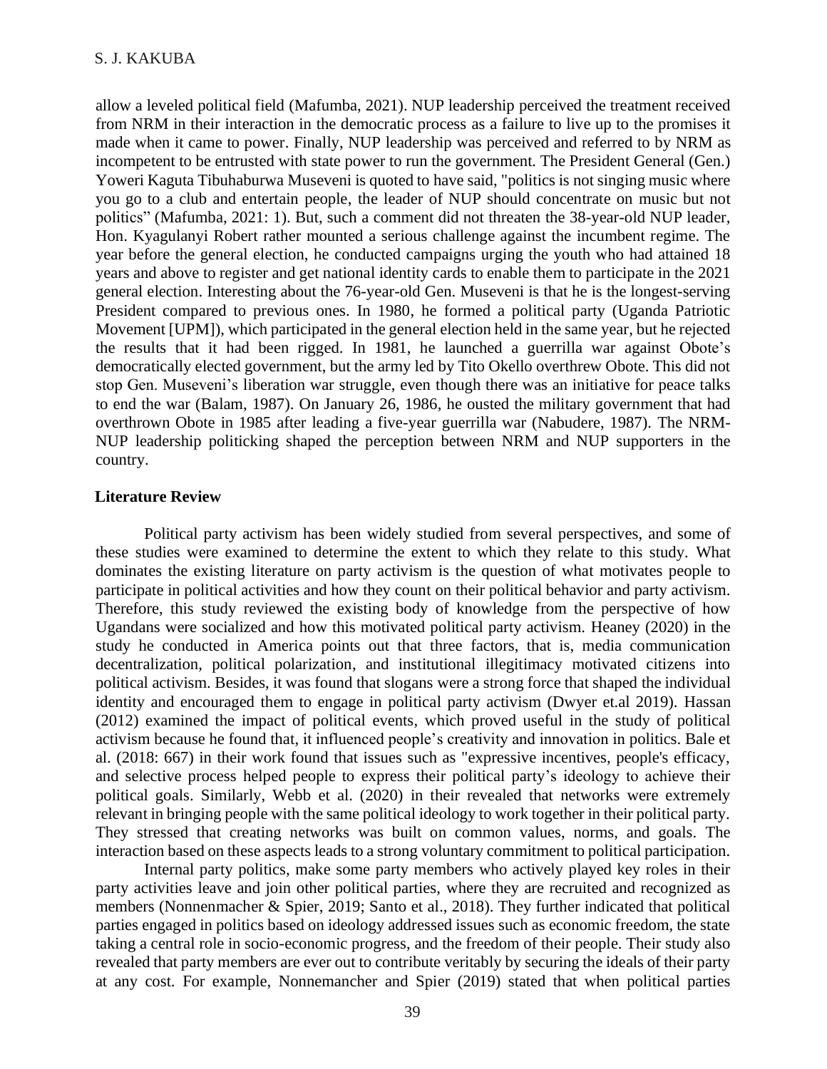allow a leveled political field (Mafumba, 2021). NUP leadership perceived the treatment received from NRM in their interaction in the democratic process as a failure to live up to the promises it made when it came to power. Finally, NUP leadership was perceived and referred to by NRM as incompetent to be entrusted with state power to run the government. The President General (Gen.) Yoweri Kaguta Tibuhaburwa Museveni is quoted to have said, "politics is not singing music where you go to a club and entertain people, the leader of NUP should concentrate on music but not politics" (Mafumba, 2021: 1). But, such a comment did not threaten the 38-year-old NUP leader, Hon. Kyagulanyi Robert rather mounted a serious challenge against the incumbent regime. The year before the general election, he conducted campaigns urging the youth who had attained 18 years and above to register and get national identity cards to enable them to participate in the 2021 general election. Interesting about the 76-year-old Gen. Museveni is that he is the longest-serving President compared to previous ones. In 1980, he formed a political party (Uganda Patriotic Movement [UPM]), which participated in the general election held in the same year, but he rejected the results that it had been rigged. In 1981, he launched a guerrilla war against Obote's democratically elected government, but the army led by Tito Okello overthrew Obote. This did not stop Gen. Museveni's liberation war struggle, even though there was an initiative for peace talks to end the war (Balam, 1987). On January 26, 1986, he ousted the military government that had overthrown Obote in 1985 after leading a five-year guerrilla war (Nabudere, 1987). The NRM-NUP leadership politicking shaped the perception between NRM and NUP supporters in the country.

## Literature Review

Political party activism has been widely studied from several perspectives, and some of these studies were examined to determine the extent to which they relate to this study. What dominates the existing literature on party activism is the question of what motivates people to participate in political activities and how they count on their political behavior and party activism. Therefore, this study reviewed the existing body of knowledge from the perspective of how Ugandans were socialized and how this motivated political party activism. Heaney (2020) in the study he conducted in America points out that three factors, that is, media communication decentralization, political polarization, and institutional illegitimacy motivated citizens into political activism. Besides, it was found that slogans were a strong force that shaped the individual identity and encouraged them to engage in political party activism (Dwyer et.al 2019). Hassan (2012) examined the impact of political events, which proved useful in the study of political activism because he found that, it influenced people's creativity and innovation in politics. Bale et al. (2018: 667) in their work found that issues such as "expressive incentives, people's efficacy, and selective process helped people to express their political party's ideology to achieve their political goals. Similarly, Webb et al. (2020) in their revealed that networks were extremely relevant in bringing people with the same political ideology to work together in their political party. They stressed that creating networks was built on common values, norms, and goals. The interaction based on these aspects leads to a strong voluntary commitment to political participation.

Internal party politics, make some party members who actively played key roles in their party activities leave and join other political parties, where they are recruited and recognized as members (Nonnenmacher & Spier, 2019; Santo et al., 2018). They further indicated that political parties engaged in politics based on ideology addressed issues such as economic freedom, the state taking a central role in socio-economic progress, and the freedom of their people. Their study also revealed that party members are ever out to contribute veritably by securing the ideals of their party at any cost. For example, Nonnemancher and Spier (2019) stated that when political parties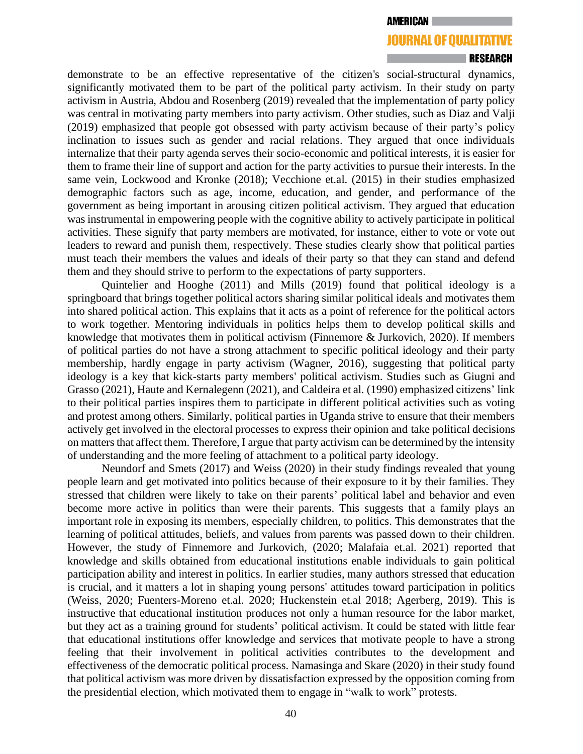demonstrate to be an effective representative of the citizen's social-structural dynamics, significantly motivated them to be part of the political party activism. In their study on party activism in Austria, Abdou and Rosenberg (2019) revealed that the implementation of party policy was central in motivating party members into party activism. Other studies, such as Diaz and Valji (2019) emphasized that people got obsessed with party activism because of their party's policy inclination to issues such as gender and racial relations. They argued that once individuals internalize that their party agenda serves their socio-economic and political interests, it is easier for them to frame their line of support and action for the party activities to pursue their interests. In the same vein, Lockwood and Kronke (2018); Vecchione et.al. (2015) in their studies emphasized demographic factors such as age, income, education, and gender, and performance of the government as being important in arousing citizen political activism. They argued that education was instrumental in empowering people with the cognitive ability to actively participate in political activities. These signify that party members are motivated, for instance, either to vote or vote out leaders to reward and punish them, respectively. These studies clearly show that political parties must teach their members the values and ideals of their party so that they can stand and defend them and they should strive to perform to the expectations of party supporters.

Quintelier and Hooghe (2011) and Mills (2019) found that political ideology is a springboard that brings together political actors sharing similar political ideals and motivates them into shared political action. This explains that it acts as a point of reference for the political actors to work together. Mentoring individuals in politics helps them to develop political skills and knowledge that motivates them in political activism (Finnemore & Jurkovich, 2020). If members of political parties do not have a strong attachment to specific political ideology and their party membership, hardly engage in party activism (Wagner, 2016), suggesting that political party ideology is a key that kick-starts party members' political activism. Studies such as Giugni and Grasso (2021), Haute and Kernalegenn (2021), and Caldeira et al. (1990) emphasized citizens' link to their political parties inspires them to participate in different political activities such as voting and protest among others. Similarly, political parties in Uganda strive to ensure that their members actively get involved in the electoral processes to express their opinion and take political decisions on matters that affect them. Therefore, I argue that party activism can be determined by the intensity of understanding and the more feeling of attachment to a political party ideology.

Neundorf and Smets (2017) and Weiss (2020) in their study findings revealed that young people learn and get motivated into politics because of their exposure to it by their families. They stressed that children were likely to take on their parents' political label and behavior and even become more active in politics than were their parents. This suggests that a family plays an important role in exposing its members, especially children, to politics. This demonstrates that the learning of political attitudes, beliefs, and values from parents was passed down to their children. However, the study of Finnemore and Jurkovich, (2020; Malafaia et.al. 2021) reported that knowledge and skills obtained from educational institutions enable individuals to gain political participation ability and interest in politics. In earlier studies, many authors stressed that education is crucial, and it matters a lot in shaping young persons' attitudes toward participation in politics (Weiss, 2020; Fuenters-Moreno et.al. 2020; Huckenstein et.al 2018; Agerberg, 2019). This is instructive that educational institution produces not only a human resource for the labor market, but they act as a training ground for students' political activism. It could be stated with little fear that educational institutions offer knowledge and services that motivate people to have a strong feeling that their involvement in political activities contributes to the development and effectiveness of the democratic political process. Namasinga and Skare (2020) in their study found that political activism was more driven by dissatisfaction expressed by the opposition coming from the presidential election, which motivated them to engage in "walk to work" protests.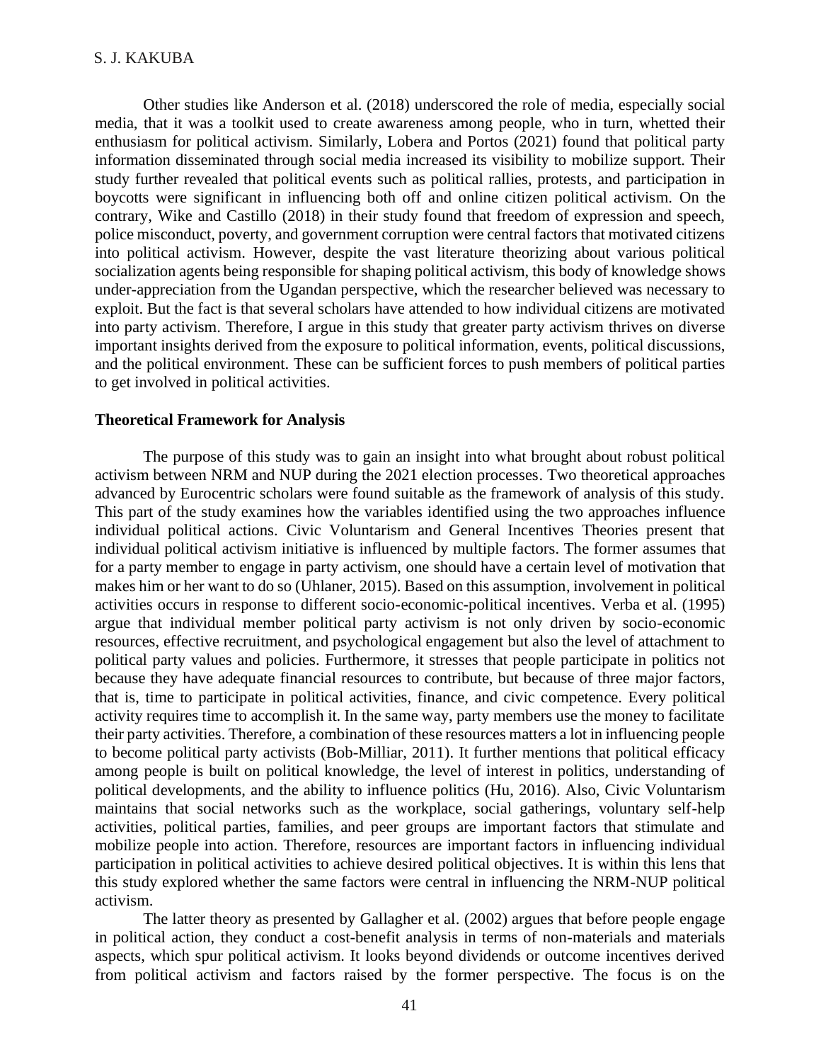Other studies like Anderson et al. (2018) underscored the role of media, especially social media, that it was a toolkit used to create awareness among people, who in turn, whetted their enthusiasm for political activism. Similarly, Lobera and Portos (2021) found that political party information disseminated through social media increased its visibility to mobilize support. Their study further revealed that political events such as political rallies, protests, and participation in boycotts were significant in influencing both off and online citizen political activism. On the contrary, Wike and Castillo (2018) in their study found that freedom of expression and speech, police misconduct, poverty, and government corruption were central factors that motivated citizens into political activism. However, despite the vast literature theorizing about various political socialization agents being responsible for shaping political activism, this body of knowledge shows under-appreciation from the Ugandan perspective, which the researcher believed was necessary to exploit. But the fact is that several scholars have attended to how individual citizens are motivated into party activism. Therefore, I argue in this study that greater party activism thrives on diverse important insights derived from the exposure to political information, events, political discussions, and the political environment. These can be sufficient forces to push members of political parties to get involved in political activities.

## Theoretical Framework for Analysis

The purpose of this study was to gain an insight into what brought about robust political activism between NRM and NUP during the 2021 election processes. Two theoretical approaches advanced by Eurocentric scholars were found suitable as the framework of analysis of this study. This part of the study examines how the variables identified using the two approaches influence individual political actions. Civic Voluntarism and General Incentives Theories present that individual political activism initiative is influenced by multiple factors. The former assumes that for a party member to engage in party activism, one should have a certain level of motivation that makes him or her want to do so (Uhlaner, 2015). Based on this assumption, involvement in political activities occurs in response to different socio-economic-political incentives. Verba et al. (1995) argue that individual member political party activism is not only driven by socio-economic resources, effective recruitment, and psychological engagement but also the level of attachment to political party values and policies. Furthermore, it stresses that people participate in politics not because they have adequate financial resources to contribute, but because of three major factors, that is, time to participate in political activities, finance, and civic competence. Every political activity requires time to accomplish it. In the same way, party members use the money to facilitate their party activities. Therefore, a combination of these resources matters a lot in influencing people to become political party activists (Bob-Milliar, 2011). It further mentions that political efficacy among people is built on political knowledge, the level of interest in politics, understanding of political developments, and the ability to influence politics (Hu, 2016). Also, Civic Voluntarism maintains that social networks such as the workplace, social gatherings, voluntary self-help activities, political parties, families, and peer groups are important factors that stimulate and mobilize people into action. Therefore, resources are important factors in influencing individual participation in political activities to achieve desired political objectives. It is within this lens that this study explored whether the same factors were central in influencing the NRM-NUP political activism.

The latter theory as presented by Gallagher et al. (2002) argues that before people engage in political action, they conduct a cost-benefit analysis in terms of non-materials and materials aspects, which spur political activism. It looks beyond dividends or outcome incentives derived from political activism and factors raised by the former perspective. The focus is on the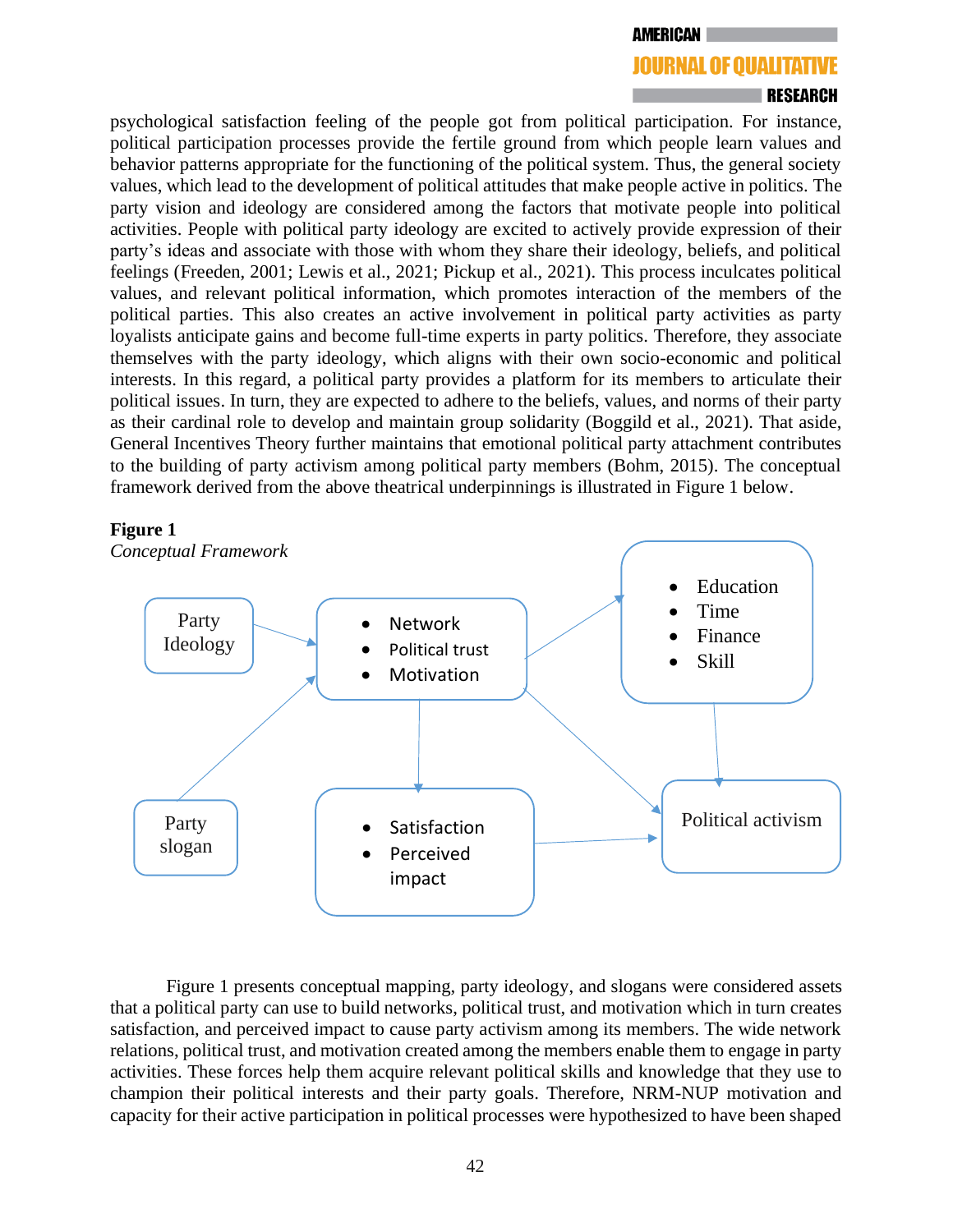psychological satisfaction feeling of the people got from political participation. For instance, political participation processes provide the fertile ground from which people learn values and behavior patterns appropriate for the functioning of the political system. Thus, the general society values, which lead to the development of political attitudes that make people active in politics. The party vision and ideology are considered among the factors that motivate people into political activities. People with political party ideology are excited to actively provide expression of their party's ideas and associate with those with whom they share their ideology, beliefs, and political feelings (Freeden, 2001; Lewis et al., 2021; Pickup et al., 2021). This process inculcates political values, and relevant political information, which promotes interaction of the members of the political parties. This also creates an active involvement in political party activities as party loyalists anticipate gains and become full-time experts in party politics. Therefore, they associate themselves with the party ideology, which aligns with their own socio-economic and political interests. In this regard, a political party provides a platform for its members to articulate their political issues. In turn, they are expected to adhere to the beliefs, values, and norms of their party as their cardinal role to develop and maintain group solidarity (Boggild et al., 2021). That aside, General Incentives Theory further maintains that emotional political party attachment contributes to the building of party activism among political party members (Bohm, 2015). The conceptual framework derived from the above theatrical underpinnings is illustrated in Figure 1 below.

**Figure 1**
*Conceptual Framework*

Figure 1 presents conceptual mapping, party ideology, and slogans were considered assets that a political party can use to build networks, political trust, and motivation which in turn creates satisfaction, and perceived impact to cause party activism among its members. The wide network relations, political trust, and motivation created among the members enable them to engage in party activities. These forces help them acquire relevant political skills and knowledge that they use to champion their political interests and their party goals. Therefore, NRM-NUP motivation and capacity for their active participation in political processes were hypothesized to have been shaped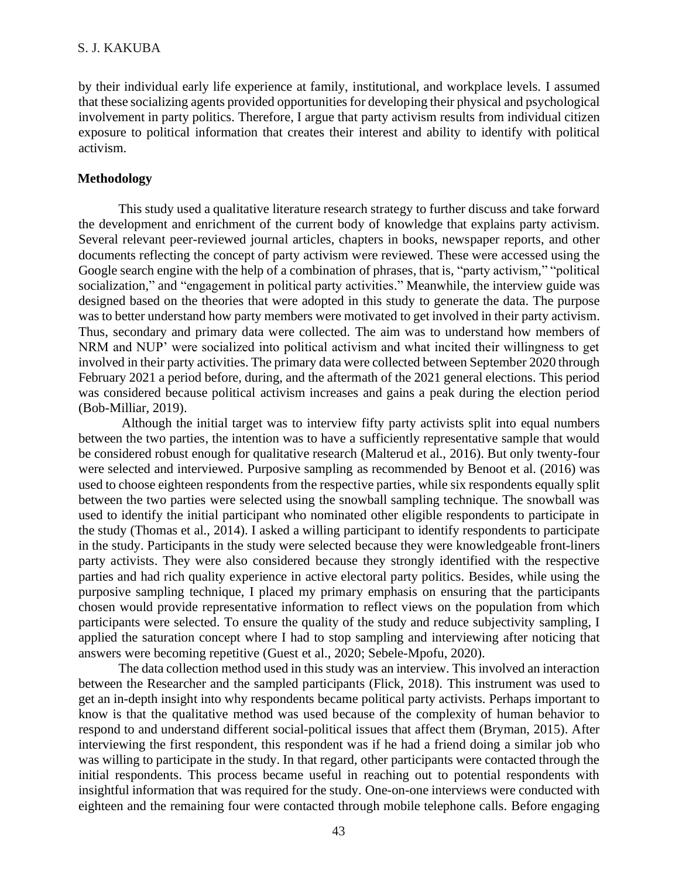by their individual early life experience at family, institutional, and workplace levels. I assumed that these socializing agents provided opportunities for developing their physical and psychological involvement in party politics. Therefore, I argue that party activism results from individual citizen exposure to political information that creates their interest and ability to identify with political activism.

## Methodology

This study used a qualitative literature research strategy to further discuss and take forward the development and enrichment of the current body of knowledge that explains party activism. Several relevant peer-reviewed journal articles, chapters in books, newspaper reports, and other documents reflecting the concept of party activism were reviewed. These were accessed using the Google search engine with the help of a combination of phrases, that is, "party activism," "political socialization," and "engagement in political party activities." Meanwhile, the interview guide was designed based on the theories that were adopted in this study to generate the data. The purpose was to better understand how party members were motivated to get involved in their party activism. Thus, secondary and primary data were collected. The aim was to understand how members of NRM and NUP' were socialized into political activism and what incited their willingness to get involved in their party activities. The primary data were collected between September 2020 through February 2021 a period before, during, and the aftermath of the 2021 general elections. This period was considered because political activism increases and gains a peak during the election period (Bob-Milliar, 2019).

Although the initial target was to interview fifty party activists split into equal numbers between the two parties, the intention was to have a sufficiently representative sample that would be considered robust enough for qualitative research (Malterud et al., 2016). But only twenty-four were selected and interviewed. Purposive sampling as recommended by Benoot et al. (2016) was used to choose eighteen respondents from the respective parties, while six respondents equally split between the two parties were selected using the snowball sampling technique. The snowball was used to identify the initial participant who nominated other eligible respondents to participate in the study (Thomas et al., 2014). I asked a willing participant to identify respondents to participate in the study. Participants in the study were selected because they were knowledgeable front-liners party activists. They were also considered because they strongly identified with the respective parties and had rich quality experience in active electoral party politics. Besides, while using the purposive sampling technique, I placed my primary emphasis on ensuring that the participants chosen would provide representative information to reflect views on the population from which participants were selected. To ensure the quality of the study and reduce subjectivity sampling, I applied the saturation concept where I had to stop sampling and interviewing after noticing that answers were becoming repetitive (Guest et al., 2020; Sebele-Mpofu, 2020).

The data collection method used in this study was an interview. This involved an interaction between the Researcher and the sampled participants (Flick, 2018). This instrument was used to get an in-depth insight into why respondents became political party activists. Perhaps important to know is that the qualitative method was used because of the complexity of human behavior to respond to and understand different social-political issues that affect them (Bryman, 2015). After interviewing the first respondent, this respondent was if he had a friend doing a similar job who was willing to participate in the study. In that regard, other participants were contacted through the initial respondents. This process became useful in reaching out to potential respondents with insightful information that was required for the study. One-on-one interviews were conducted with eighteen and the remaining four were contacted through mobile telephone calls. Before engaging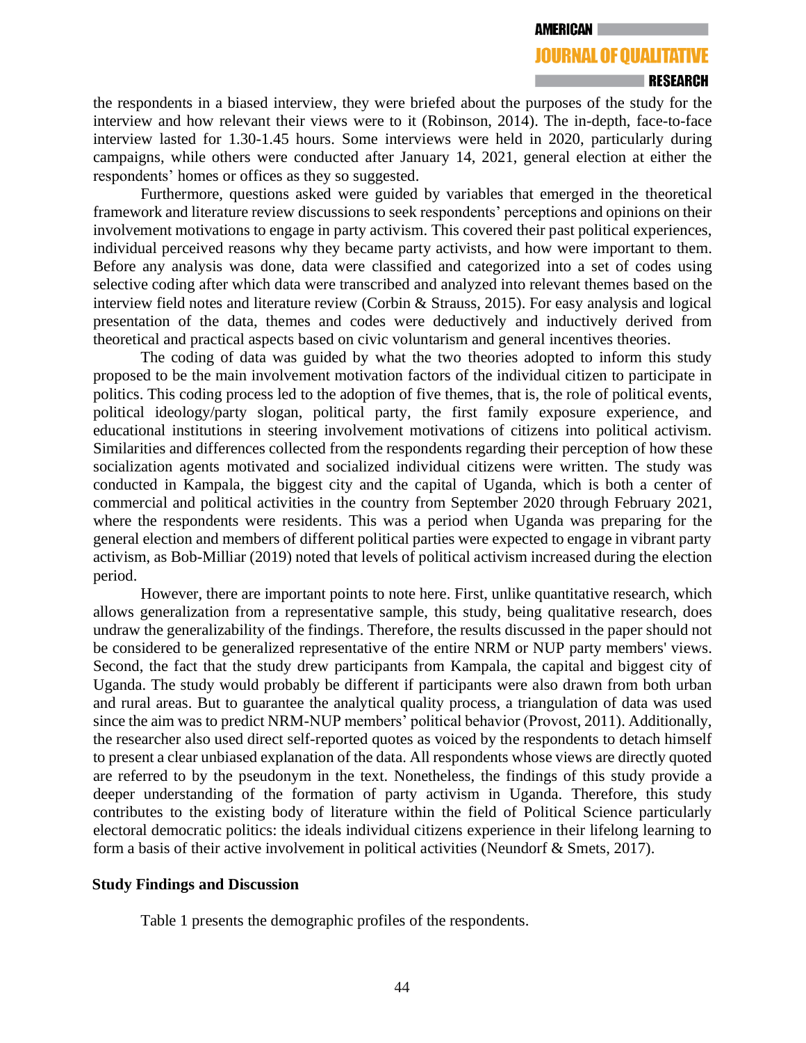the respondents in a biased interview, they were briefed about the purposes of the study for the interview and how relevant their views were to it (Robinson, 2014). The in-depth, face-to-face interview lasted for 1.30-1.45 hours. Some interviews were held in 2020, particularly during campaigns, while others were conducted after January 14, 2021, general election at either the respondents' homes or offices as they so suggested.

Furthermore, questions asked were guided by variables that emerged in the theoretical framework and literature review discussions to seek respondents' perceptions and opinions on their involvement motivations to engage in party activism. This covered their past political experiences, individual perceived reasons why they became party activists, and how were important to them. Before any analysis was done, data were classified and categorized into a set of codes using selective coding after which data were transcribed and analyzed into relevant themes based on the interview field notes and literature review (Corbin & Strauss, 2015). For easy analysis and logical presentation of the data, themes and codes were deductively and inductively derived from theoretical and practical aspects based on civic voluntarism and general incentives theories.

The coding of data was guided by what the two theories adopted to inform this study proposed to be the main involvement motivation factors of the individual citizen to participate in politics. This coding process led to the adoption of five themes, that is, the role of political events, political ideology/party slogan, political party, the first family exposure experience, and educational institutions in steering involvement motivations of citizens into political activism. Similarities and differences collected from the respondents regarding their perception of how these socialization agents motivated and socialized individual citizens were written. The study was conducted in Kampala, the biggest city and the capital of Uganda, which is both a center of commercial and political activities in the country from September 2020 through February 2021, where the respondents were residents. This was a period when Uganda was preparing for the general election and members of different political parties were expected to engage in vibrant party activism, as Bob-Milliar (2019) noted that levels of political activism increased during the election period.

However, there are important points to note here. First, unlike quantitative research, which allows generalization from a representative sample, this study, being qualitative research, does undraw the generalizability of the findings. Therefore, the results discussed in the paper should not be considered to be generalized representative of the entire NRM or NUP party members' views. Second, the fact that the study drew participants from Kampala, the capital and biggest city of Uganda. The study would probably be different if participants were also drawn from both urban and rural areas. But to guarantee the analytical quality process, a triangulation of data was used since the aim was to predict NRM-NUP members' political behavior (Provost, 2011). Additionally, the researcher also used direct self-reported quotes as voiced by the respondents to detach himself to present a clear unbiased explanation of the data. All respondents whose views are directly quoted are referred to by the pseudonym in the text. Nonetheless, the findings of this study provide a deeper understanding of the formation of party activism in Uganda. Therefore, this study contributes to the existing body of literature within the field of Political Science particularly electoral democratic politics: the ideals individual citizens experience in their lifelong learning to form a basis of their active involvement in political activities (Neundorf & Smets, 2017).

## Study Findings and Discussion

Table 1 presents the demographic profiles of the respondents.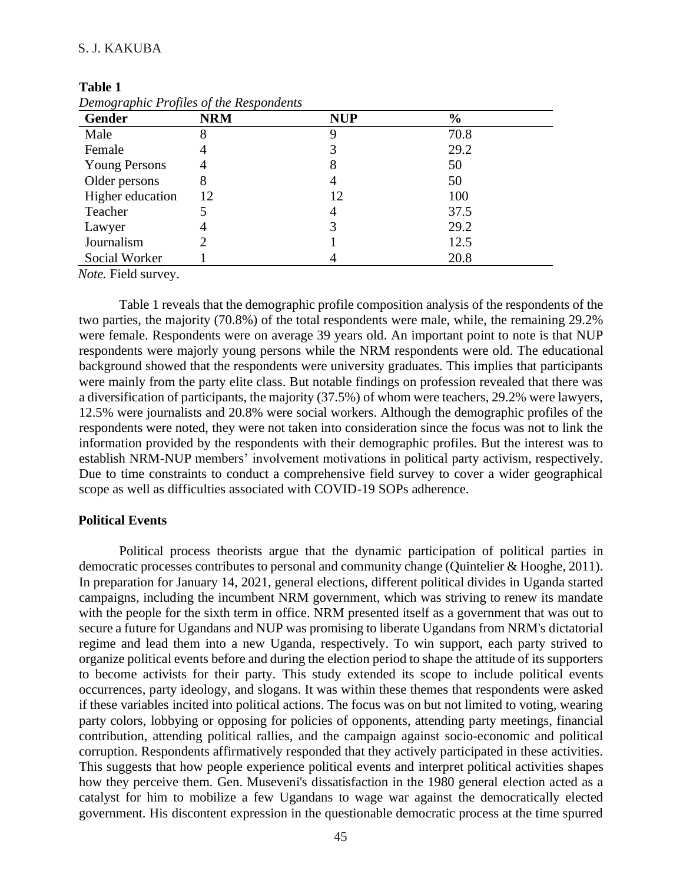**Table 1**

*Demographic Profiles of the Respondents*

| Gender | NRM | NUP | % |
|---|---|---|---|
| Male | 8 | 9 | 70.8 |
| Female | 4 | 3 | 29.2 |
| Young Persons | 4 | 8 | 50 |
| Older persons | 8 | 4 | 50 |
| Higher education | 12 | 12 | 100 |
| Teacher | 5 | 4 | 37.5 |
| Lawyer | 4 | 3 | 29.2 |
| Journalism | 2 | 1 | 12.5 |
| Social Worker | 1 | 4 | 20.8 |

*Note.* Field survey.

Table 1 reveals that the demographic profile composition analysis of the respondents of the two parties, the majority (70.8%) of the total respondents were male, while, the remaining 29.2% were female. Respondents were on average 39 years old. An important point to note is that NUP respondents were majorly young persons while the NRM respondents were old. The educational background showed that the respondents were university graduates. This implies that participants were mainly from the party elite class. But notable findings on profession revealed that there was a diversification of participants, the majority (37.5%) of whom were teachers, 29.2% were lawyers, 12.5% were journalists and 20.8% were social workers. Although the demographic profiles of the respondents were noted, they were not taken into consideration since the focus was not to link the information provided by the respondents with their demographic profiles. But the interest was to establish NRM-NUP members' involvement motivations in political party activism, respectively. Due to time constraints to conduct a comprehensive field survey to cover a wider geographical scope as well as difficulties associated with COVID-19 SOPs adherence.

## Political Events

Political process theorists argue that the dynamic participation of political parties in democratic processes contributes to personal and community change (Quintelier & Hooghe, 2011). In preparation for January 14, 2021, general elections, different political divides in Uganda started campaigns, including the incumbent NRM government, which was striving to renew its mandate with the people for the sixth term in office. NRM presented itself as a government that was out to secure a future for Ugandans and NUP was promising to liberate Ugandans from NRM's dictatorial regime and lead them into a new Uganda, respectively. To win support, each party strived to organize political events before and during the election period to shape the attitude of its supporters to become activists for their party. This study extended its scope to include political events occurrences, party ideology, and slogans. It was within these themes that respondents were asked if these variables incited into political actions. The focus was on but not limited to voting, wearing party colors, lobbying or opposing for policies of opponents, attending party meetings, financial contribution, attending political rallies, and the campaign against socio-economic and political corruption. Respondents affirmatively responded that they actively participated in these activities. This suggests that how people experience political events and interpret political activities shapes how they perceive them. Gen. Museveni's dissatisfaction in the 1980 general election acted as a catalyst for him to mobilize a few Ugandans to wage war against the democratically elected government. His discontent expression in the questionable democratic process at the time spurred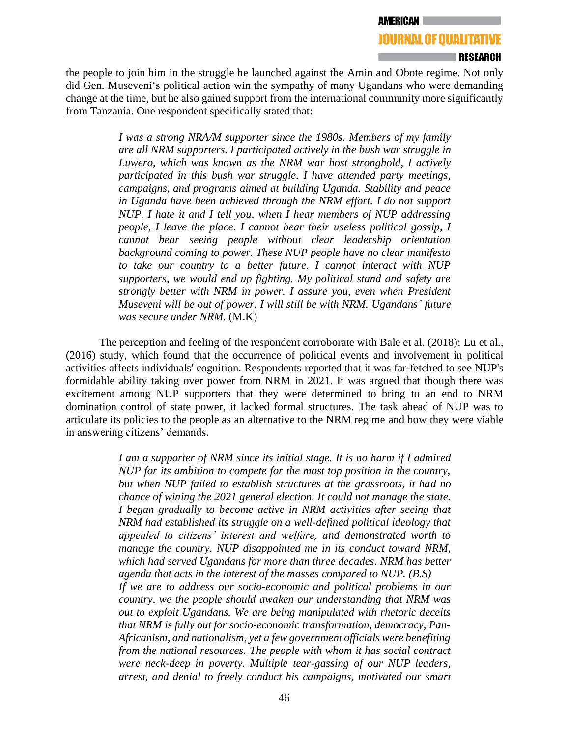the people to join him in the struggle he launched against the Amin and Obote regime. Not only did Gen. Museveni's political action win the sympathy of many Ugandans who were demanding change at the time, but he also gained support from the international community more significantly from Tanzania. One respondent specifically stated that:

> *I was a strong NRA/M supporter since the 1980s. Members of my family are all NRM supporters. I participated actively in the bush war struggle in Luwero, which was known as the NRM war host stronghold, I actively participated in this bush war struggle. I have attended party meetings, campaigns, and programs aimed at building Uganda. Stability and peace in Uganda have been achieved through the NRM effort. I do not support NUP. I hate it and I tell you, when I hear members of NUP addressing people, I leave the place. I cannot bear their useless political gossip, I cannot bear seeing people without clear leadership orientation background coming to power. These NUP people have no clear manifesto to take our country to a better future. I cannot interact with NUP supporters, we would end up fighting. My political stand and safety are strongly better with NRM in power. I assure you, even when President Museveni will be out of power, I will still be with NRM. Ugandans' future was secure under NRM.* (M.K)

The perception and feeling of the respondent corroborate with Bale et al. (2018); Lu et al., (2016) study, which found that the occurrence of political events and involvement in political activities affects individuals' cognition. Respondents reported that it was far-fetched to see NUP's formidable ability taking over power from NRM in 2021. It was argued that though there was excitement among NUP supporters that they were determined to bring to an end to NRM domination control of state power, it lacked formal structures. The task ahead of NUP was to articulate its policies to the people as an alternative to the NRM regime and how they were viable in answering citizens' demands.

> *I am a supporter of NRM since its initial stage. It is no harm if I admired NUP for its ambition to compete for the most top position in the country, but when NUP failed to establish structures at the grassroots, it had no chance of wining the 2021 general election. It could not manage the state. I began gradually to become active in NRM activities after seeing that NRM had established its struggle on a well-defined political ideology that appealed to citizens' interest and welfare, and demonstrated worth to manage the country. NUP disappointed me in its conduct toward NRM, which had served Ugandans for more than three decades. NRM has better agenda that acts in the interest of the masses compared to NUP. (B.S)*
>
> *If we are to address our socio-economic and political problems in our country, we the people should awaken our understanding that NRM was out to exploit Ugandans. We are being manipulated with rhetoric deceits that NRM is fully out for socio-economic transformation, democracy, Pan-Africanism, and nationalism, yet a few government officials were benefiting from the national resources. The people with whom it has social contract were neck-deep in poverty. Multiple tear-gassing of our NUP leaders, arrest, and denial to freely conduct his campaigns, motivated our smart*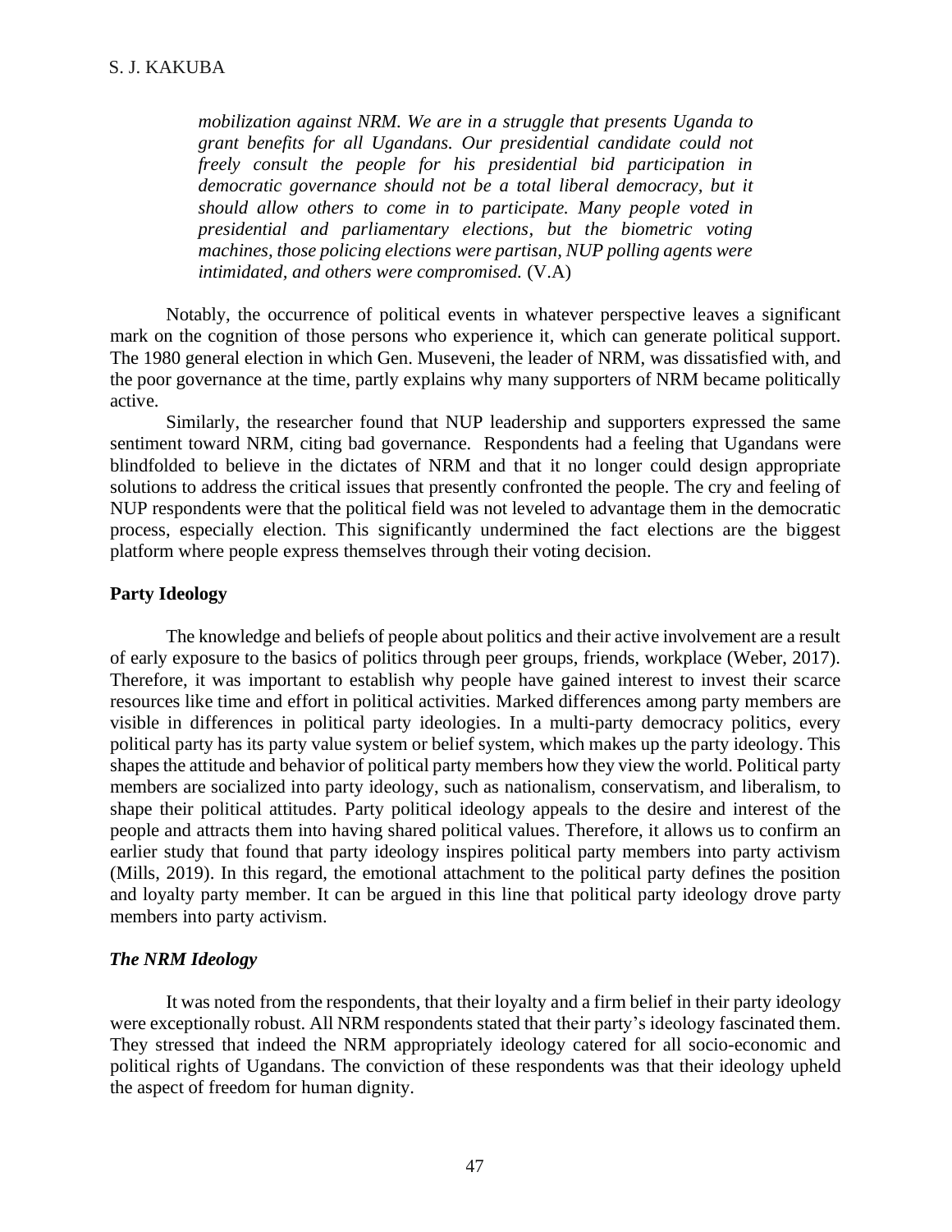> *mobilization against NRM. We are in a struggle that presents Uganda to grant benefits for all Ugandans. Our presidential candidate could not freely consult the people for his presidential bid participation in democratic governance should not be a total liberal democracy, but it should allow others to come in to participate. Many people voted in presidential and parliamentary elections, but the biometric voting machines, those policing elections were partisan, NUP polling agents were intimidated, and others were compromised.* (V.A)

Notably, the occurrence of political events in whatever perspective leaves a significant mark on the cognition of those persons who experience it, which can generate political support. The 1980 general election in which Gen. Museveni, the leader of NRM, was dissatisfied with, and the poor governance at the time, partly explains why many supporters of NRM became politically active.

Similarly, the researcher found that NUP leadership and supporters expressed the same sentiment toward NRM, citing bad governance. Respondents had a feeling that Ugandans were blindfolded to believe in the dictates of NRM and that it no longer could design appropriate solutions to address the critical issues that presently confronted the people. The cry and feeling of NUP respondents were that the political field was not leveled to advantage them in the democratic process, especially election. This significantly undermined the fact elections are the biggest platform where people express themselves through their voting decision.

**Party Ideology**

The knowledge and beliefs of people about politics and their active involvement are a result of early exposure to the basics of politics through peer groups, friends, workplace (Weber, 2017). Therefore, it was important to establish why people have gained interest to invest their scarce resources like time and effort in political activities. Marked differences among party members are visible in differences in political party ideologies. In a multi-party democracy politics, every political party has its party value system or belief system, which makes up the party ideology. This shapes the attitude and behavior of political party members how they view the world. Political party members are socialized into party ideology, such as nationalism, conservatism, and liberalism, to shape their political attitudes. Party political ideology appeals to the desire and interest of the people and attracts them into having shared political values. Therefore, it allows us to confirm an earlier study that found that party ideology inspires political party members into party activism (Mills, 2019). In this regard, the emotional attachment to the political party defines the position and loyalty party member. It can be argued in this line that political party ideology drove party members into party activism.

***The NRM Ideology***

It was noted from the respondents, that their loyalty and a firm belief in their party ideology were exceptionally robust. All NRM respondents stated that their party's ideology fascinated them. They stressed that indeed the NRM appropriately ideology catered for all socio-economic and political rights of Ugandans. The conviction of these respondents was that their ideology upheld the aspect of freedom for human dignity.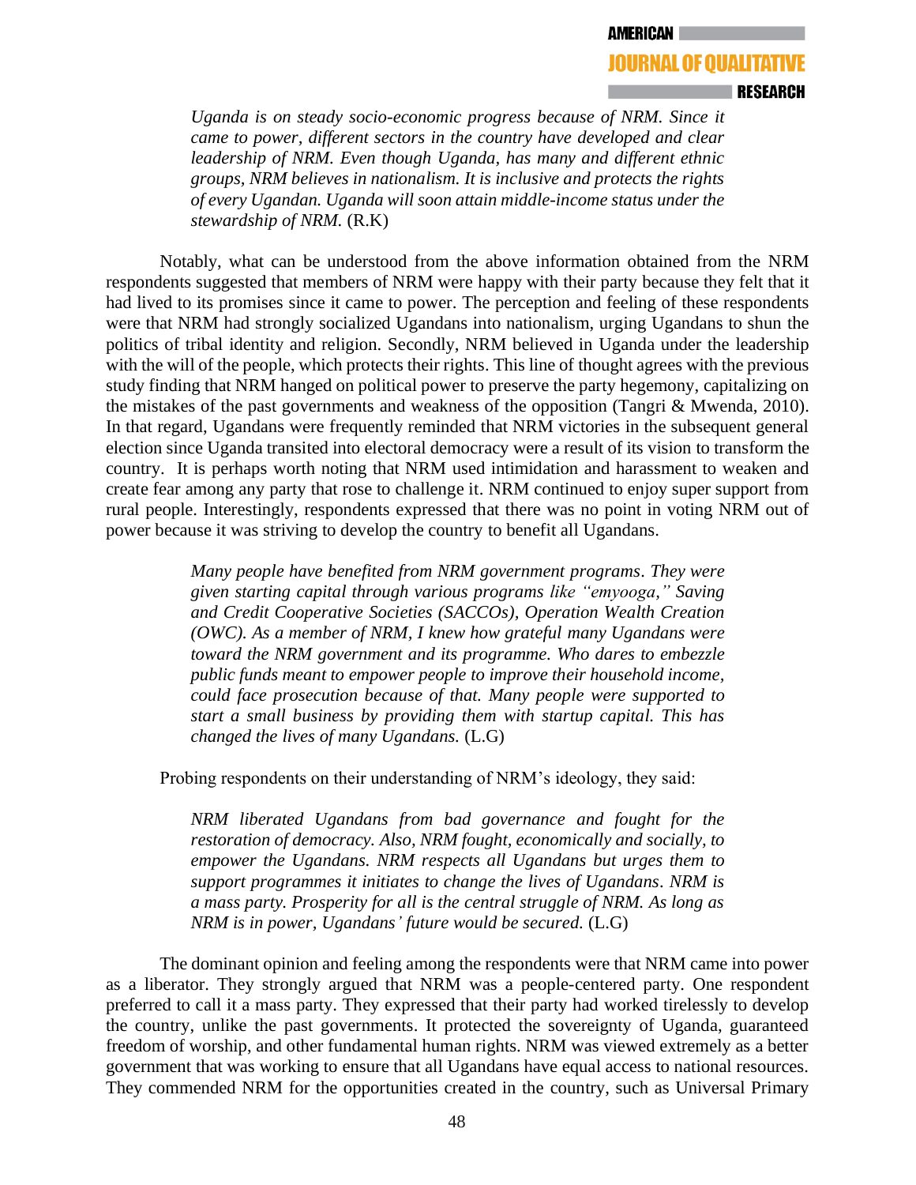> *Uganda is on steady socio-economic progress because of NRM. Since it came to power, different sectors in the country have developed and clear leadership of NRM. Even though Uganda, has many and different ethnic groups, NRM believes in nationalism. It is inclusive and protects the rights of every Ugandan. Uganda will soon attain middle-income status under the stewardship of NRM.* (R.K)

Notably, what can be understood from the above information obtained from the NRM respondents suggested that members of NRM were happy with their party because they felt that it had lived to its promises since it came to power. The perception and feeling of these respondents were that NRM had strongly socialized Ugandans into nationalism, urging Ugandans to shun the politics of tribal identity and religion. Secondly, NRM believed in Uganda under the leadership with the will of the people, which protects their rights. This line of thought agrees with the previous study finding that NRM hanged on political power to preserve the party hegemony, capitalizing on the mistakes of the past governments and weakness of the opposition (Tangri & Mwenda, 2010). In that regard, Ugandans were frequently reminded that NRM victories in the subsequent general election since Uganda transited into electoral democracy were a result of its vision to transform the country. It is perhaps worth noting that NRM used intimidation and harassment to weaken and create fear among any party that rose to challenge it. NRM continued to enjoy super support from rural people. Interestingly, respondents expressed that there was no point in voting NRM out of power because it was striving to develop the country to benefit all Ugandans.

> *Many people have benefited from NRM government programs. They were given starting capital through various programs like "emyooga," Saving and Credit Cooperative Societies (SACCOs), Operation Wealth Creation (OWC). As a member of NRM, I knew how grateful many Ugandans were toward the NRM government and its programme. Who dares to embezzle public funds meant to empower people to improve their household income, could face prosecution because of that. Many people were supported to start a small business by providing them with startup capital. This has changed the lives of many Ugandans.* (L.G)

Probing respondents on their understanding of NRM's ideology, they said:

> *NRM liberated Ugandans from bad governance and fought for the restoration of democracy. Also, NRM fought, economically and socially, to empower the Ugandans. NRM respects all Ugandans but urges them to support programmes it initiates to change the lives of Ugandans. NRM is a mass party. Prosperity for all is the central struggle of NRM. As long as NRM is in power, Ugandans' future would be secured.* (L.G)

The dominant opinion and feeling among the respondents were that NRM came into power as a liberator. They strongly argued that NRM was a people-centered party. One respondent preferred to call it a mass party. They expressed that their party had worked tirelessly to develop the country, unlike the past governments. It protected the sovereignty of Uganda, guaranteed freedom of worship, and other fundamental human rights. NRM was viewed extremely as a better government that was working to ensure that all Ugandans have equal access to national resources. They commended NRM for the opportunities created in the country, such as Universal Primary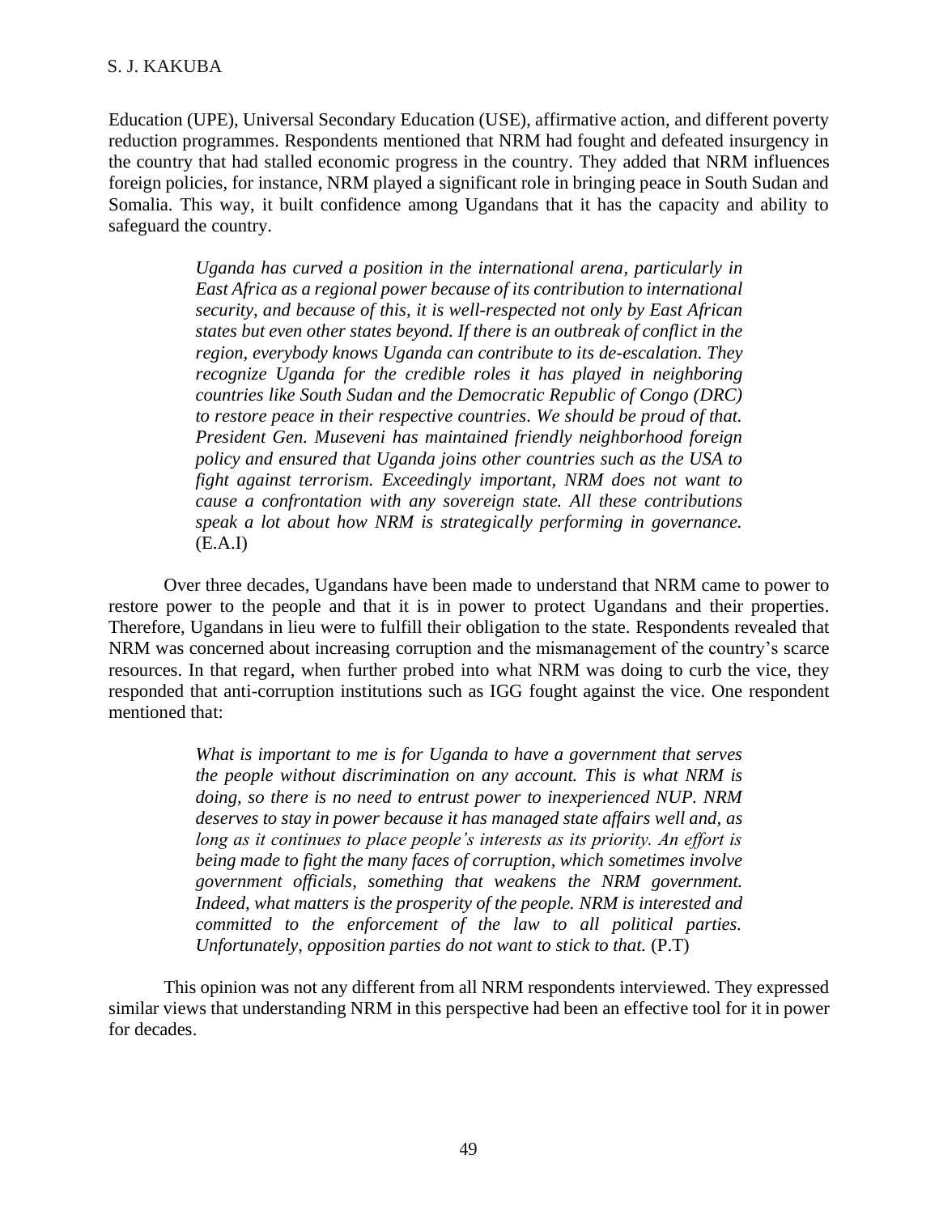Education (UPE), Universal Secondary Education (USE), affirmative action, and different poverty reduction programmes. Respondents mentioned that NRM had fought and defeated insurgency in the country that had stalled economic progress in the country. They added that NRM influences foreign policies, for instance, NRM played a significant role in bringing peace in South Sudan and Somalia. This way, it built confidence among Ugandans that it has the capacity and ability to safeguard the country.

> *Uganda has curved a position in the international arena, particularly in East Africa as a regional power because of its contribution to international security, and because of this, it is well-respected not only by East African states but even other states beyond. If there is an outbreak of conflict in the region, everybody knows Uganda can contribute to its de-escalation. They recognize Uganda for the credible roles it has played in neighboring countries like South Sudan and the Democratic Republic of Congo (DRC) to restore peace in their respective countries. We should be proud of that. President Gen. Museveni has maintained friendly neighborhood foreign policy and ensured that Uganda joins other countries such as the USA to fight against terrorism. Exceedingly important, NRM does not want to cause a confrontation with any sovereign state. All these contributions speak a lot about how NRM is strategically performing in governance.* (E.A.I)

Over three decades, Ugandans have been made to understand that NRM came to power to restore power to the people and that it is in power to protect Ugandans and their properties. Therefore, Ugandans in lieu were to fulfill their obligation to the state. Respondents revealed that NRM was concerned about increasing corruption and the mismanagement of the country's scarce resources. In that regard, when further probed into what NRM was doing to curb the vice, they responded that anti-corruption institutions such as IGG fought against the vice. One respondent mentioned that:

> *What is important to me is for Uganda to have a government that serves the people without discrimination on any account. This is what NRM is doing, so there is no need to entrust power to inexperienced NUP. NRM deserves to stay in power because it has managed state affairs well and, as long as it continues to place people's interests as its priority. An effort is being made to fight the many faces of corruption, which sometimes involve government officials, something that weakens the NRM government. Indeed, what matters is the prosperity of the people. NRM is interested and committed to the enforcement of the law to all political parties. Unfortunately, opposition parties do not want to stick to that.* (P.T)

This opinion was not any different from all NRM respondents interviewed. They expressed similar views that understanding NRM in this perspective had been an effective tool for it in power for decades.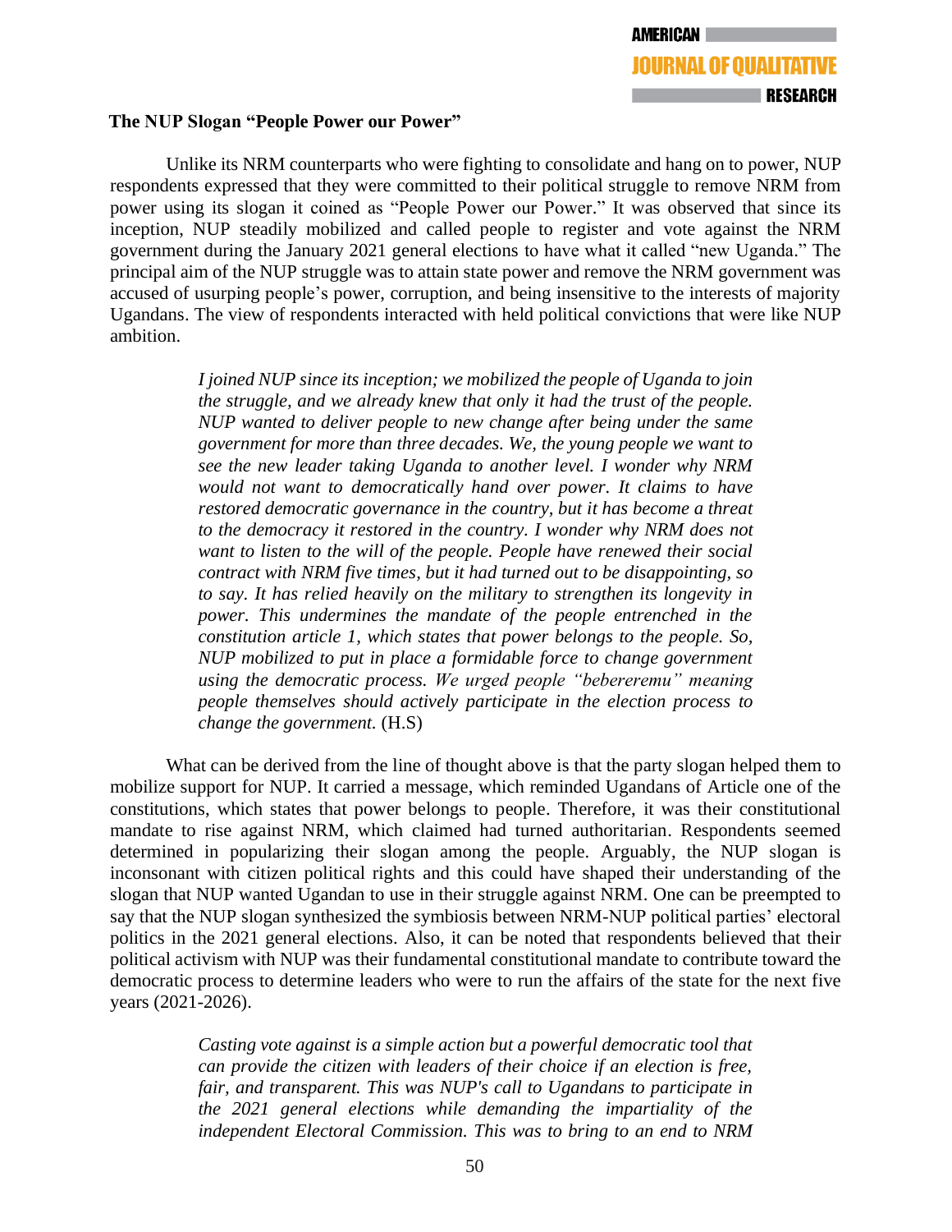**The NUP Slogan "People Power our Power"**

Unlike its NRM counterparts who were fighting to consolidate and hang on to power, NUP respondents expressed that they were committed to their political struggle to remove NRM from power using its slogan it coined as "People Power our Power." It was observed that since its inception, NUP steadily mobilized and called people to register and vote against the NRM government during the January 2021 general elections to have what it called "new Uganda." The principal aim of the NUP struggle was to attain state power and remove the NRM government was accused of usurping people's power, corruption, and being insensitive to the interests of majority Ugandans. The view of respondents interacted with held political convictions that were like NUP ambition.

> *I joined NUP since its inception; we mobilized the people of Uganda to join the struggle, and we already knew that only it had the trust of the people. NUP wanted to deliver people to new change after being under the same government for more than three decades. We, the young people we want to see the new leader taking Uganda to another level. I wonder why NRM would not want to democratically hand over power. It claims to have restored democratic governance in the country, but it has become a threat to the democracy it restored in the country. I wonder why NRM does not want to listen to the will of the people. People have renewed their social contract with NRM five times, but it had turned out to be disappointing, so to say. It has relied heavily on the military to strengthen its longevity in power. This undermines the mandate of the people entrenched in the constitution article 1, which states that power belongs to the people. So, NUP mobilized to put in place a formidable force to change government using the democratic process. We urged people "bebereremu" meaning people themselves should actively participate in the election process to change the government.* (H.S)

What can be derived from the line of thought above is that the party slogan helped them to mobilize support for NUP. It carried a message, which reminded Ugandans of Article one of the constitutions, which states that power belongs to people. Therefore, it was their constitutional mandate to rise against NRM, which claimed had turned authoritarian. Respondents seemed determined in popularizing their slogan among the people. Arguably, the NUP slogan is inconsonant with citizen political rights and this could have shaped their understanding of the slogan that NUP wanted Ugandan to use in their struggle against NRM. One can be preempted to say that the NUP slogan synthesized the symbiosis between NRM-NUP political parties' electoral politics in the 2021 general elections. Also, it can be noted that respondents believed that their political activism with NUP was their fundamental constitutional mandate to contribute toward the democratic process to determine leaders who were to run the affairs of the state for the next five years (2021-2026).

> *Casting vote against is a simple action but a powerful democratic tool that can provide the citizen with leaders of their choice if an election is free, fair, and transparent. This was NUP's call to Ugandans to participate in the 2021 general elections while demanding the impartiality of the independent Electoral Commission. This was to bring to an end to NRM*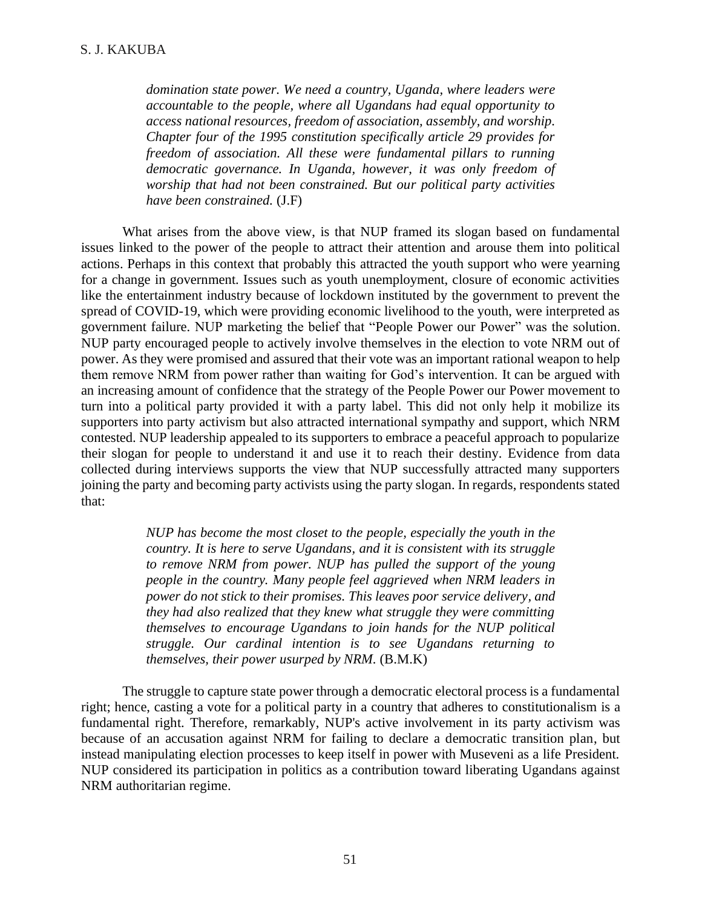> *domination state power. We need a country, Uganda, where leaders were accountable to the people, where all Ugandans had equal opportunity to access national resources, freedom of association, assembly, and worship. Chapter four of the 1995 constitution specifically article 29 provides for freedom of association. All these were fundamental pillars to running democratic governance. In Uganda, however, it was only freedom of worship that had not been constrained. But our political party activities have been constrained.* (J.F)

What arises from the above view, is that NUP framed its slogan based on fundamental issues linked to the power of the people to attract their attention and arouse them into political actions. Perhaps in this context that probably this attracted the youth support who were yearning for a change in government. Issues such as youth unemployment, closure of economic activities like the entertainment industry because of lockdown instituted by the government to prevent the spread of COVID-19, which were providing economic livelihood to the youth, were interpreted as government failure. NUP marketing the belief that "People Power our Power" was the solution. NUP party encouraged people to actively involve themselves in the election to vote NRM out of power. As they were promised and assured that their vote was an important rational weapon to help them remove NRM from power rather than waiting for God's intervention. It can be argued with an increasing amount of confidence that the strategy of the People Power our Power movement to turn into a political party provided it with a party label. This did not only help it mobilize its supporters into party activism but also attracted international sympathy and support, which NRM contested. NUP leadership appealed to its supporters to embrace a peaceful approach to popularize their slogan for people to understand it and use it to reach their destiny. Evidence from data collected during interviews supports the view that NUP successfully attracted many supporters joining the party and becoming party activists using the party slogan. In regards, respondents stated that:

> *NUP has become the most closet to the people, especially the youth in the country. It is here to serve Ugandans, and it is consistent with its struggle to remove NRM from power. NUP has pulled the support of the young people in the country. Many people feel aggrieved when NRM leaders in power do not stick to their promises. This leaves poor service delivery, and they had also realized that they knew what struggle they were committing themselves to encourage Ugandans to join hands for the NUP political struggle. Our cardinal intention is to see Ugandans returning to themselves, their power usurped by NRM.* (B.M.K)

The struggle to capture state power through a democratic electoral process is a fundamental right; hence, casting a vote for a political party in a country that adheres to constitutionalism is a fundamental right. Therefore, remarkably, NUP's active involvement in its party activism was because of an accusation against NRM for failing to declare a democratic transition plan, but instead manipulating election processes to keep itself in power with Museveni as a life President. NUP considered its participation in politics as a contribution toward liberating Ugandans against NRM authoritarian regime.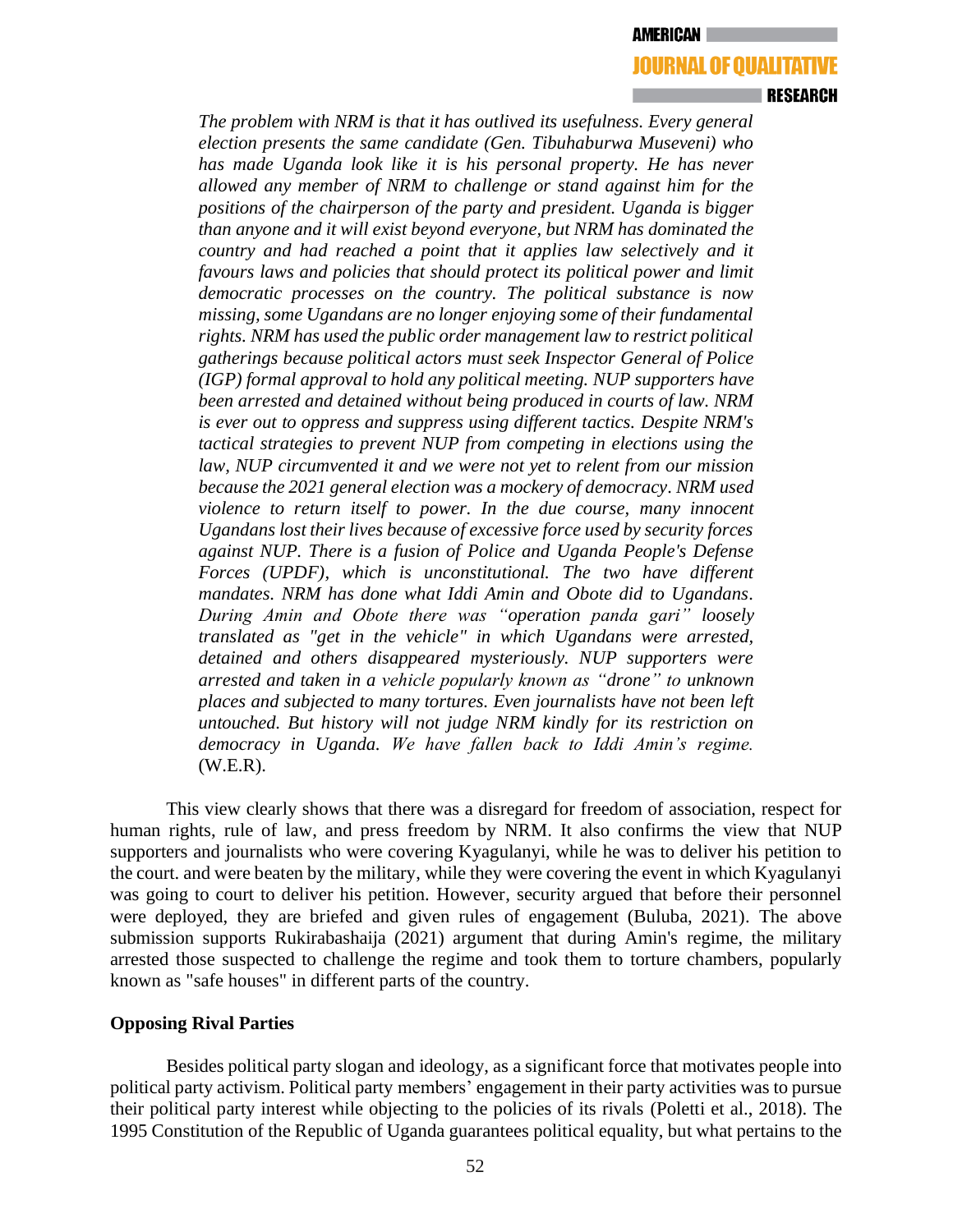*The problem with NRM is that it has outlived its usefulness. Every general election presents the same candidate (Gen. Tibuhaburwa Museveni) who has made Uganda look like it is his personal property. He has never allowed any member of NRM to challenge or stand against him for the positions of the chairperson of the party and president. Uganda is bigger than anyone and it will exist beyond everyone, but NRM has dominated the country and had reached a point that it applies law selectively and it favours laws and policies that should protect its political power and limit democratic processes on the country. The political substance is now missing, some Ugandans are no longer enjoying some of their fundamental rights. NRM has used the public order management law to restrict political gatherings because political actors must seek Inspector General of Police (IGP) formal approval to hold any political meeting. NUP supporters have been arrested and detained without being produced in courts of law. NRM is ever out to oppress and suppress using different tactics. Despite NRM's tactical strategies to prevent NUP from competing in elections using the law, NUP circumvented it and we were not yet to relent from our mission because the 2021 general election was a mockery of democracy. NRM used violence to return itself to power. In the due course, many innocent Ugandans lost their lives because of excessive force used by security forces against NUP. There is a fusion of Police and Uganda People's Defense Forces (UPDF), which is unconstitutional. The two have different mandates. NRM has done what Iddi Amin and Obote did to Ugandans. During Amin and Obote there was "operation panda gari" loosely translated as "get in the vehicle" in which Ugandans were arrested, detained and others disappeared mysteriously. NUP supporters were arrested and taken in a vehicle popularly known as "drone" to unknown places and subjected to many tortures. Even journalists have not been left untouched. But history will not judge NRM kindly for its restriction on democracy in Uganda. We have fallen back to Iddi Amin's regime.* (W.E.R).

This view clearly shows that there was a disregard for freedom of association, respect for human rights, rule of law, and press freedom by NRM. It also confirms the view that NUP supporters and journalists who were covering Kyagulanyi, while he was to deliver his petition to the court. and were beaten by the military, while they were covering the event in which Kyagulanyi was going to court to deliver his petition. However, security argued that before their personnel were deployed, they are briefed and given rules of engagement (Buluba, 2021). The above submission supports Rukirabashaija (2021) argument that during Amin's regime, the military arrested those suspected to challenge the regime and took them to torture chambers, popularly known as "safe houses" in different parts of the country.

**Opposing Rival Parties**

Besides political party slogan and ideology, as a significant force that motivates people into political party activism. Political party members' engagement in their party activities was to pursue their political party interest while objecting to the policies of its rivals (Poletti et al., 2018). The 1995 Constitution of the Republic of Uganda guarantees political equality, but what pertains to the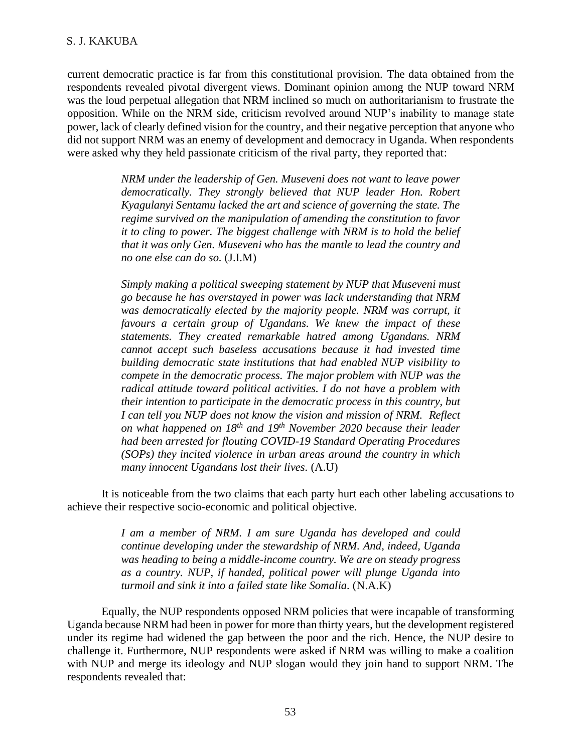current democratic practice is far from this constitutional provision. The data obtained from the respondents revealed pivotal divergent views. Dominant opinion among the NUP toward NRM was the loud perpetual allegation that NRM inclined so much on authoritarianism to frustrate the opposition. While on the NRM side, criticism revolved around NUP's inability to manage state power, lack of clearly defined vision for the country, and their negative perception that anyone who did not support NRM was an enemy of development and democracy in Uganda. When respondents were asked why they held passionate criticism of the rival party, they reported that:

> *NRM under the leadership of Gen. Museveni does not want to leave power democratically. They strongly believed that NUP leader Hon. Robert Kyagulanyi Sentamu lacked the art and science of governing the state. The regime survived on the manipulation of amending the constitution to favor it to cling to power. The biggest challenge with NRM is to hold the belief that it was only Gen. Museveni who has the mantle to lead the country and no one else can do so.* (J.I.M)

> *Simply making a political sweeping statement by NUP that Museveni must go because he has overstayed in power was lack understanding that NRM was democratically elected by the majority people. NRM was corrupt, it favours a certain group of Ugandans. We knew the impact of these statements. They created remarkable hatred among Ugandans. NRM cannot accept such baseless accusations because it had invested time building democratic state institutions that had enabled NUP visibility to compete in the democratic process. The major problem with NUP was the radical attitude toward political activities. I do not have a problem with their intention to participate in the democratic process in this country, but I can tell you NUP does not know the vision and mission of NRM. Reflect on what happened on 18th and 19th November 2020 because their leader had been arrested for flouting COVID-19 Standard Operating Procedures (SOPs) they incited violence in urban areas around the country in which many innocent Ugandans lost their lives.* (A.U)

It is noticeable from the two claims that each party hurt each other labeling accusations to achieve their respective socio-economic and political objective.

> *I am a member of NRM. I am sure Uganda has developed and could continue developing under the stewardship of NRM. And, indeed, Uganda was heading to being a middle-income country. We are on steady progress as a country. NUP, if handed, political power will plunge Uganda into turmoil and sink it into a failed state like Somalia.* (N.A.K)

Equally, the NUP respondents opposed NRM policies that were incapable of transforming Uganda because NRM had been in power for more than thirty years, but the development registered under its regime had widened the gap between the poor and the rich. Hence, the NUP desire to challenge it. Furthermore, NUP respondents were asked if NRM was willing to make a coalition with NUP and merge its ideology and NUP slogan would they join hand to support NRM. The respondents revealed that: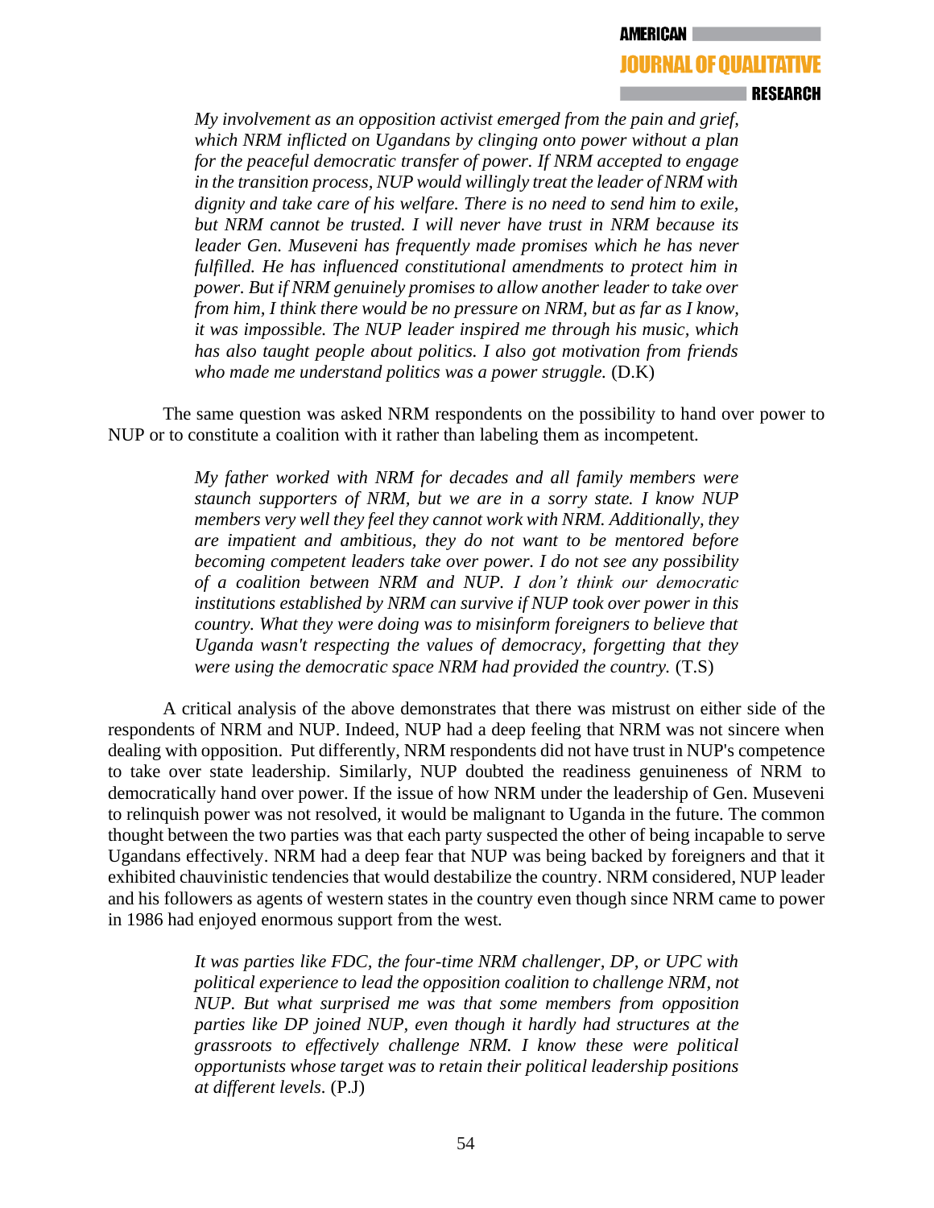> *My involvement as an opposition activist emerged from the pain and grief, which NRM inflicted on Ugandans by clinging onto power without a plan for the peaceful democratic transfer of power. If NRM accepted to engage in the transition process, NUP would willingly treat the leader of NRM with dignity and take care of his welfare. There is no need to send him to exile, but NRM cannot be trusted. I will never have trust in NRM because its leader Gen. Museveni has frequently made promises which he has never fulfilled. He has influenced constitutional amendments to protect him in power. But if NRM genuinely promises to allow another leader to take over from him, I think there would be no pressure on NRM, but as far as I know, it was impossible. The NUP leader inspired me through his music, which has also taught people about politics. I also got motivation from friends who made me understand politics was a power struggle.* (D.K)

The same question was asked NRM respondents on the possibility to hand over power to NUP or to constitute a coalition with it rather than labeling them as incompetent.

> *My father worked with NRM for decades and all family members were staunch supporters of NRM, but we are in a sorry state. I know NUP members very well they feel they cannot work with NRM. Additionally, they are impatient and ambitious, they do not want to be mentored before becoming competent leaders take over power. I do not see any possibility of a coalition between NRM and NUP. I don't think our democratic institutions established by NRM can survive if NUP took over power in this country. What they were doing was to misinform foreigners to believe that Uganda wasn't respecting the values of democracy, forgetting that they were using the democratic space NRM had provided the country.* (T.S)

A critical analysis of the above demonstrates that there was mistrust on either side of the respondents of NRM and NUP. Indeed, NUP had a deep feeling that NRM was not sincere when dealing with opposition. Put differently, NRM respondents did not have trust in NUP's competence to take over state leadership. Similarly, NUP doubted the readiness genuineness of NRM to democratically hand over power. If the issue of how NRM under the leadership of Gen. Museveni to relinquish power was not resolved, it would be malignant to Uganda in the future. The common thought between the two parties was that each party suspected the other of being incapable to serve Ugandans effectively. NRM had a deep fear that NUP was being backed by foreigners and that it exhibited chauvinistic tendencies that would destabilize the country. NRM considered, NUP leader and his followers as agents of western states in the country even though since NRM came to power in 1986 had enjoyed enormous support from the west.

> *It was parties like FDC, the four-time NRM challenger, DP, or UPC with political experience to lead the opposition coalition to challenge NRM, not NUP. But what surprised me was that some members from opposition parties like DP joined NUP, even though it hardly had structures at the grassroots to effectively challenge NRM. I know these were political opportunists whose target was to retain their political leadership positions at different levels.* (P.J)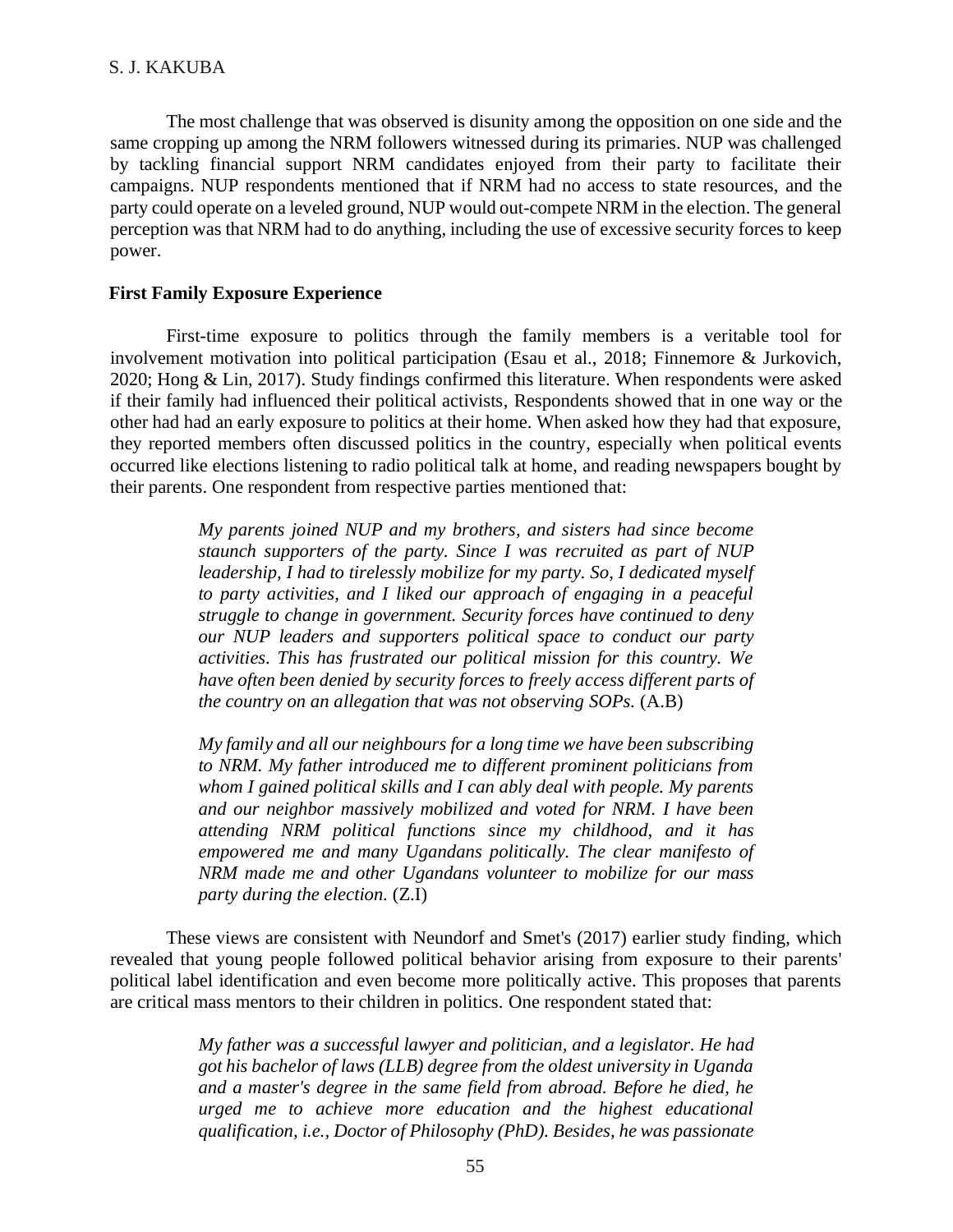The most challenge that was observed is disunity among the opposition on one side and the same cropping up among the NRM followers witnessed during its primaries. NUP was challenged by tackling financial support NRM candidates enjoyed from their party to facilitate their campaigns. NUP respondents mentioned that if NRM had no access to state resources, and the party could operate on a leveled ground, NUP would out-compete NRM in the election. The general perception was that NRM had to do anything, including the use of excessive security forces to keep power.

### First Family Exposure Experience

First-time exposure to politics through the family members is a veritable tool for involvement motivation into political participation (Esau et al., 2018; Finnemore & Jurkovich, 2020; Hong & Lin, 2017). Study findings confirmed this literature. When respondents were asked if their family had influenced their political activists, Respondents showed that in one way or the other had had an early exposure to politics at their home. When asked how they had that exposure, they reported members often discussed politics in the country, especially when political events occurred like elections listening to radio political talk at home, and reading newspapers bought by their parents. One respondent from respective parties mentioned that:

> *My parents joined NUP and my brothers, and sisters had since become staunch supporters of the party. Since I was recruited as part of NUP leadership, I had to tirelessly mobilize for my party. So, I dedicated myself to party activities, and I liked our approach of engaging in a peaceful struggle to change in government. Security forces have continued to deny our NUP leaders and supporters political space to conduct our party activities. This has frustrated our political mission for this country. We have often been denied by security forces to freely access different parts of the country on an allegation that was not observing SOPs.* (A.B)

> *My family and all our neighbours for a long time we have been subscribing to NRM. My father introduced me to different prominent politicians from whom I gained political skills and I can ably deal with people. My parents and our neighbor massively mobilized and voted for NRM. I have been attending NRM political functions since my childhood, and it has empowered me and many Ugandans politically. The clear manifesto of NRM made me and other Ugandans volunteer to mobilize for our mass party during the election.* (Z.I)

These views are consistent with Neundorf and Smet's (2017) earlier study finding, which revealed that young people followed political behavior arising from exposure to their parents' political label identification and even become more politically active. This proposes that parents are critical mass mentors to their children in politics. One respondent stated that:

> *My father was a successful lawyer and politician, and a legislator. He had got his bachelor of laws (LLB) degree from the oldest university in Uganda and a master's degree in the same field from abroad. Before he died, he urged me to achieve more education and the highest educational qualification, i.e., Doctor of Philosophy (PhD). Besides, he was passionate*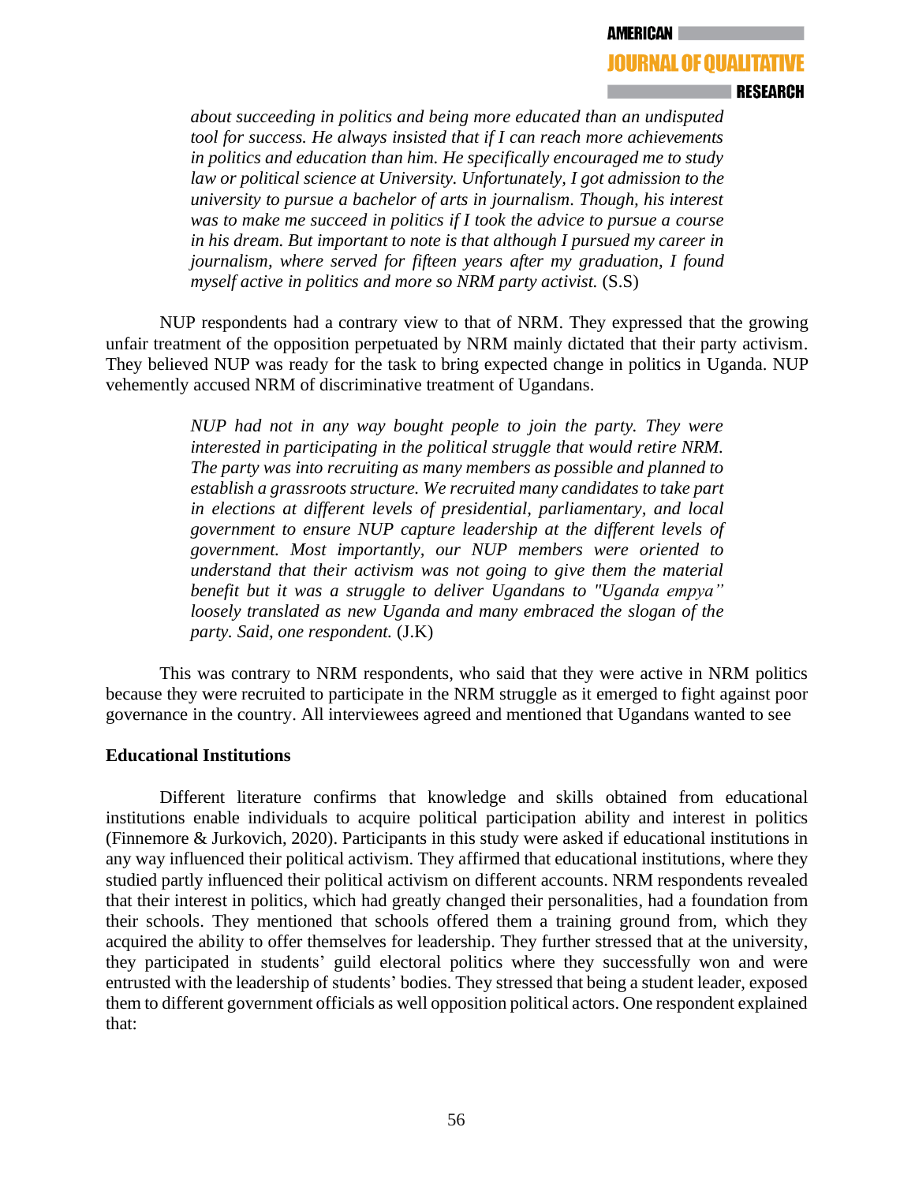> *about succeeding in politics and being more educated than an undisputed tool for success. He always insisted that if I can reach more achievements in politics and education than him. He specifically encouraged me to study law or political science at University. Unfortunately, I got admission to the university to pursue a bachelor of arts in journalism. Though, his interest was to make me succeed in politics if I took the advice to pursue a course in his dream. But important to note is that although I pursued my career in journalism, where served for fifteen years after my graduation, I found myself active in politics and more so NRM party activist.* (S.S)

NUP respondents had a contrary view to that of NRM. They expressed that the growing unfair treatment of the opposition perpetuated by NRM mainly dictated that their party activism. They believed NUP was ready for the task to bring expected change in politics in Uganda. NUP vehemently accused NRM of discriminative treatment of Ugandans.

> *NUP had not in any way bought people to join the party. They were interested in participating in the political struggle that would retire NRM. The party was into recruiting as many members as possible and planned to establish a grassroots structure. We recruited many candidates to take part in elections at different levels of presidential, parliamentary, and local government to ensure NUP capture leadership at the different levels of government. Most importantly, our NUP members were oriented to understand that their activism was not going to give them the material benefit but it was a struggle to deliver Ugandans to "Uganda empya" loosely translated as new Uganda and many embraced the slogan of the party. Said, one respondent.* (J.K)

This was contrary to NRM respondents, who said that they were active in NRM politics because they were recruited to participate in the NRM struggle as it emerged to fight against poor governance in the country. All interviewees agreed and mentioned that Ugandans wanted to see

**Educational Institutions**

Different literature confirms that knowledge and skills obtained from educational institutions enable individuals to acquire political participation ability and interest in politics (Finnemore & Jurkovich, 2020). Participants in this study were asked if educational institutions in any way influenced their political activism. They affirmed that educational institutions, where they studied partly influenced their political activism on different accounts. NRM respondents revealed that their interest in politics, which had greatly changed their personalities, had a foundation from their schools. They mentioned that schools offered them a training ground from, which they acquired the ability to offer themselves for leadership. They further stressed that at the university, they participated in students' guild electoral politics where they successfully won and were entrusted with the leadership of students' bodies. They stressed that being a student leader, exposed them to different government officials as well opposition political actors. One respondent explained that: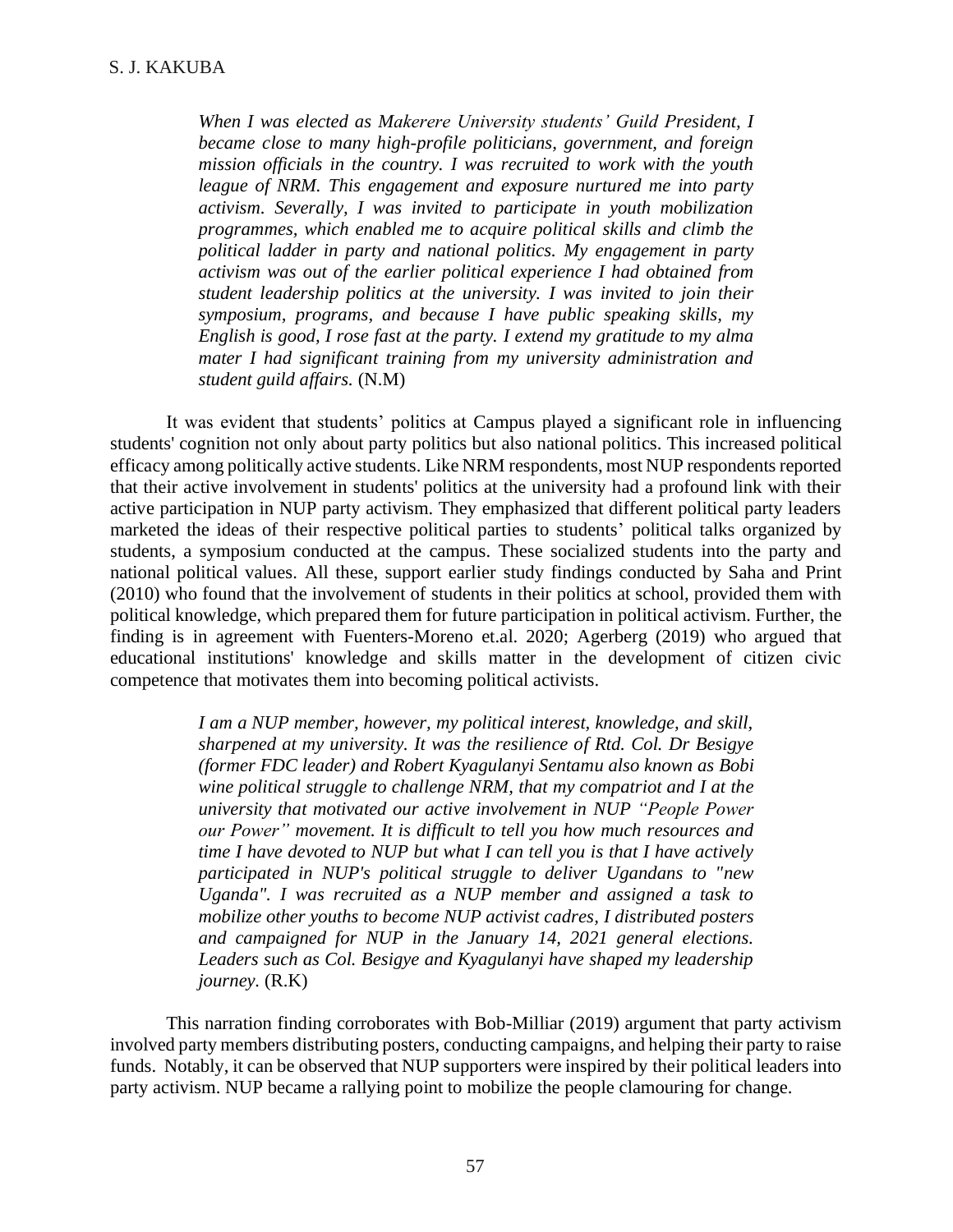> *When I was elected as Makerere University students' Guild President, I became close to many high-profile politicians, government, and foreign mission officials in the country. I was recruited to work with the youth league of NRM. This engagement and exposure nurtured me into party activism. Severally, I was invited to participate in youth mobilization programmes, which enabled me to acquire political skills and climb the political ladder in party and national politics. My engagement in party activism was out of the earlier political experience I had obtained from student leadership politics at the university. I was invited to join their symposium, programs, and because I have public speaking skills, my English is good, I rose fast at the party. I extend my gratitude to my alma mater I had significant training from my university administration and student guild affairs.* (N.M)

It was evident that students' politics at Campus played a significant role in influencing students' cognition not only about party politics but also national politics. This increased political efficacy among politically active students. Like NRM respondents, most NUP respondents reported that their active involvement in students' politics at the university had a profound link with their active participation in NUP party activism. They emphasized that different political party leaders marketed the ideas of their respective political parties to students' political talks organized by students, a symposium conducted at the campus. These socialized students into the party and national political values. All these, support earlier study findings conducted by Saha and Print (2010) who found that the involvement of students in their politics at school, provided them with political knowledge, which prepared them for future participation in political activism. Further, the finding is in agreement with Fuenters-Moreno et.al. 2020; Agerberg (2019) who argued that educational institutions' knowledge and skills matter in the development of citizen civic competence that motivates them into becoming political activists.

> *I am a NUP member, however, my political interest, knowledge, and skill, sharpened at my university. It was the resilience of Rtd. Col. Dr Besigye (former FDC leader) and Robert Kyagulanyi Sentamu also known as Bobi wine political struggle to challenge NRM, that my compatriot and I at the university that motivated our active involvement in NUP "People Power our Power" movement. It is difficult to tell you how much resources and time I have devoted to NUP but what I can tell you is that I have actively participated in NUP's political struggle to deliver Ugandans to "new Uganda". I was recruited as a NUP member and assigned a task to mobilize other youths to become NUP activist cadres, I distributed posters and campaigned for NUP in the January 14, 2021 general elections. Leaders such as Col. Besigye and Kyagulanyi have shaped my leadership journey.* (R.K)

This narration finding corroborates with Bob-Milliar (2019) argument that party activism involved party members distributing posters, conducting campaigns, and helping their party to raise funds. Notably, it can be observed that NUP supporters were inspired by their political leaders into party activism. NUP became a rallying point to mobilize the people clamouring for change.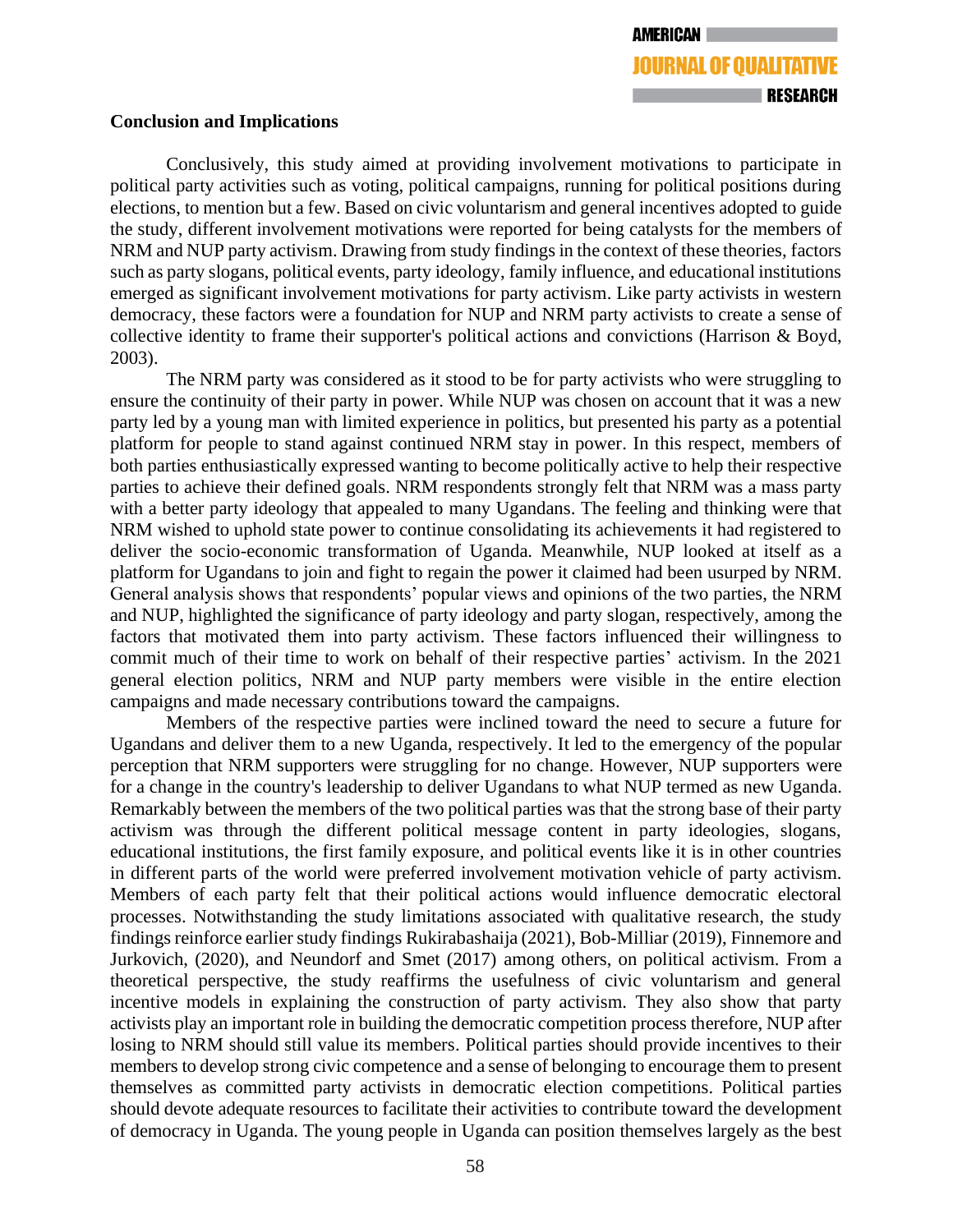## Conclusion and Implications

Conclusively, this study aimed at providing involvement motivations to participate in political party activities such as voting, political campaigns, running for political positions during elections, to mention but a few. Based on civic voluntarism and general incentives adopted to guide the study, different involvement motivations were reported for being catalysts for the members of NRM and NUP party activism. Drawing from study findings in the context of these theories, factors such as party slogans, political events, party ideology, family influence, and educational institutions emerged as significant involvement motivations for party activism. Like party activists in western democracy, these factors were a foundation for NUP and NRM party activists to create a sense of collective identity to frame their supporter's political actions and convictions (Harrison & Boyd, 2003).

The NRM party was considered as it stood to be for party activists who were struggling to ensure the continuity of their party in power. While NUP was chosen on account that it was a new party led by a young man with limited experience in politics, but presented his party as a potential platform for people to stand against continued NRM stay in power. In this respect, members of both parties enthusiastically expressed wanting to become politically active to help their respective parties to achieve their defined goals. NRM respondents strongly felt that NRM was a mass party with a better party ideology that appealed to many Ugandans. The feeling and thinking were that NRM wished to uphold state power to continue consolidating its achievements it had registered to deliver the socio-economic transformation of Uganda. Meanwhile, NUP looked at itself as a platform for Ugandans to join and fight to regain the power it claimed had been usurped by NRM. General analysis shows that respondents' popular views and opinions of the two parties, the NRM and NUP, highlighted the significance of party ideology and party slogan, respectively, among the factors that motivated them into party activism. These factors influenced their willingness to commit much of their time to work on behalf of their respective parties' activism. In the 2021 general election politics, NRM and NUP party members were visible in the entire election campaigns and made necessary contributions toward the campaigns.

Members of the respective parties were inclined toward the need to secure a future for Ugandans and deliver them to a new Uganda, respectively. It led to the emergency of the popular perception that NRM supporters were struggling for no change. However, NUP supporters were for a change in the country's leadership to deliver Ugandans to what NUP termed as new Uganda. Remarkably between the members of the two political parties was that the strong base of their party activism was through the different political message content in party ideologies, slogans, educational institutions, the first family exposure, and political events like it is in other countries in different parts of the world were preferred involvement motivation vehicle of party activism. Members of each party felt that their political actions would influence democratic electoral processes. Notwithstanding the study limitations associated with qualitative research, the study findings reinforce earlier study findings Rukirabashaija (2021), Bob-Milliar (2019), Finnemore and Jurkovich, (2020), and Neundorf and Smet (2017) among others, on political activism. From a theoretical perspective, the study reaffirms the usefulness of civic voluntarism and general incentive models in explaining the construction of party activism. They also show that party activists play an important role in building the democratic competition process therefore, NUP after losing to NRM should still value its members. Political parties should provide incentives to their members to develop strong civic competence and a sense of belonging to encourage them to present themselves as committed party activists in democratic election competitions. Political parties should devote adequate resources to facilitate their activities to contribute toward the development of democracy in Uganda. The young people in Uganda can position themselves largely as the best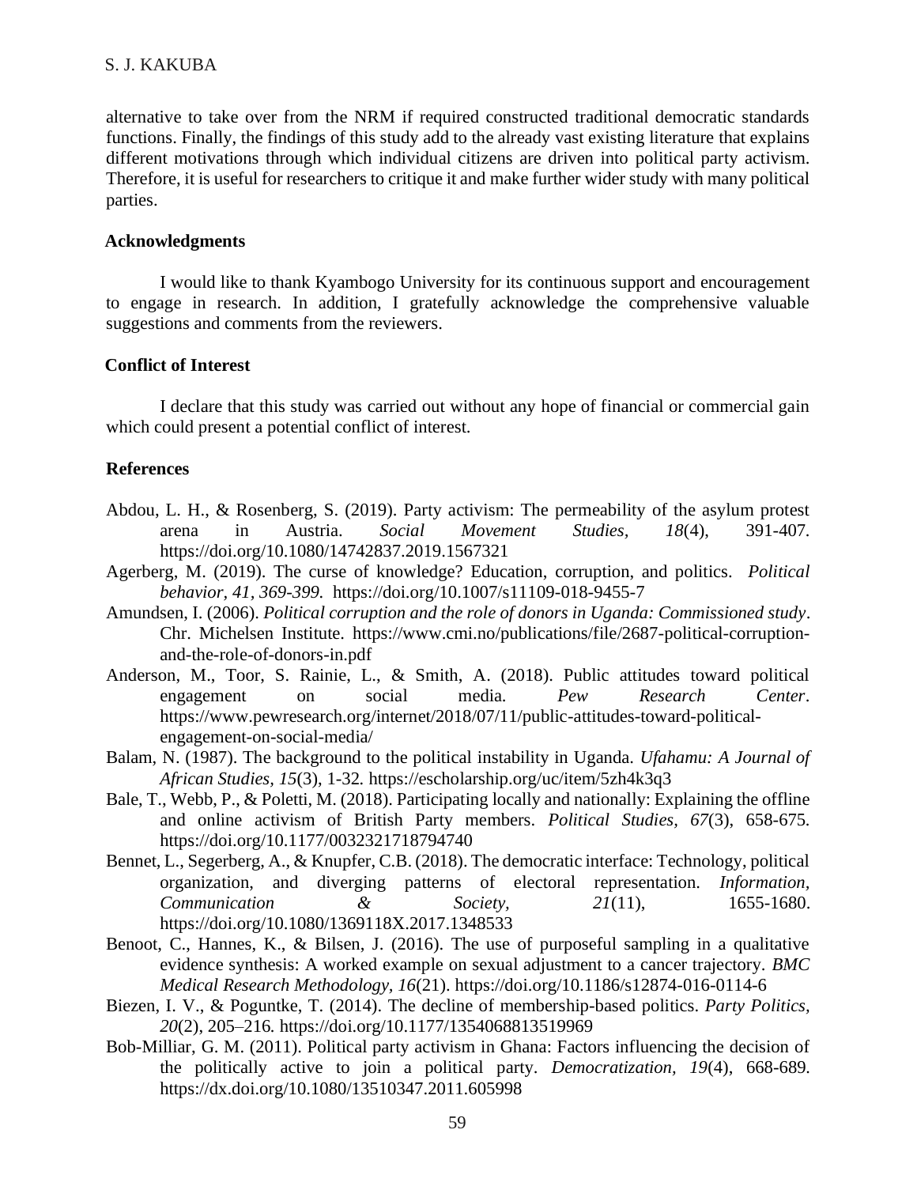alternative to take over from the NRM if required constructed traditional democratic standards functions. Finally, the findings of this study add to the already vast existing literature that explains different motivations through which individual citizens are driven into political party activism. Therefore, it is useful for researchers to critique it and make further wider study with many political parties.

## Acknowledgments

I would like to thank Kyambogo University for its continuous support and encouragement to engage in research. In addition, I gratefully acknowledge the comprehensive valuable suggestions and comments from the reviewers.

## Conflict of Interest

I declare that this study was carried out without any hope of financial or commercial gain which could present a potential conflict of interest.

## References

Abdou, L. H., & Rosenberg, S. (2019). Party activism: The permeability of the asylum protest arena in Austria. *Social Movement Studies*, *18*(4), 391-407. https://doi.org/10.1080/14742837.2019.1567321

Agerberg, M. (2019). The curse of knowledge? Education, corruption, and politics. *Political behavior, 41, 369-399.* https://doi.org/10.1007/s11109-018-9455-7

Amundsen, I. (2006). *Political corruption and the role of donors in Uganda: Commissioned study*. Chr. Michelsen Institute. https://www.cmi.no/publications/file/2687-political-corruption-and-the-role-of-donors-in.pdf

Anderson, M., Toor, S. Rainie, L., & Smith, A. (2018). Public attitudes toward political engagement on social media. *Pew Research Center*. https://www.pewresearch.org/internet/2018/07/11/public-attitudes-toward-political-engagement-on-social-media/

Balam, N. (1987). The background to the political instability in Uganda. *Ufahamu: A Journal of African Studies*, *15*(3), 1-32. https://escholarship.org/uc/item/5zh4k3q3

Bale, T., Webb, P., & Poletti, M. (2018). Participating locally and nationally: Explaining the offline and online activism of British Party members. *Political Studies*, *67*(3), 658-675. https://doi.org/10.1177/0032321718794740

Bennet, L., Segerberg, A., & Knupfer, C.B. (2018). The democratic interface: Technology, political organization, and diverging patterns of electoral representation. *Information, Communication & Society*, *21*(11), 1655-1680. https://doi.org/10.1080/1369118X.2017.1348533

Benoot, C., Hannes, K., & Bilsen, J. (2016). The use of purposeful sampling in a qualitative evidence synthesis: A worked example on sexual adjustment to a cancer trajectory. *BMC Medical Research Methodology, 16*(21). https://doi.org/10.1186/s12874-016-0114-6

Biezen, I. V., & Poguntke, T. (2014). The decline of membership-based politics. *Party Politics, 20*(2), 205–216. https://doi.org/10.1177/1354068813519969

Bob-Milliar, G. M. (2011). Political party activism in Ghana: Factors influencing the decision of the politically active to join a political party. *Democratization, 19*(4), 668-689. https://dx.doi.org/10.1080/13510347.2011.605998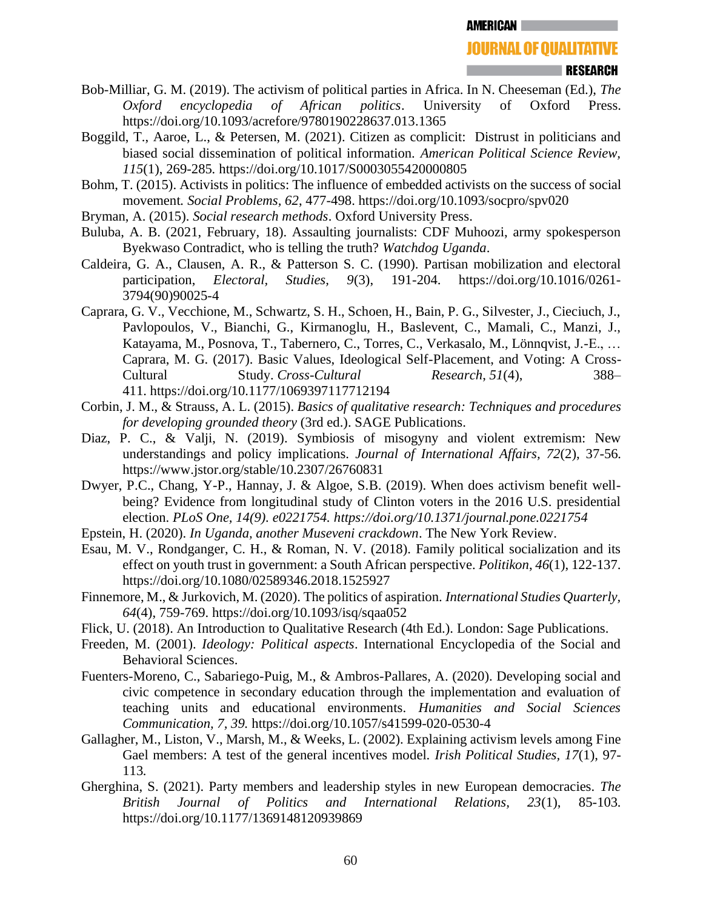Bob-Milliar, G. M. (2019). The activism of political parties in Africa. In N. Cheeseman (Ed.), *The Oxford encyclopedia of African politics*. University of Oxford Press. https://doi.org/10.1093/acrefore/9780190228637.013.1365

Boggild, T., Aaroe, L., & Petersen, M. (2021). Citizen as complicit: Distrust in politicians and biased social dissemination of political information. *American Political Science Review, 115*(1), 269-285. https://doi.org/10.1017/S0003055420000805

Bohm, T. (2015). Activists in politics: The influence of embedded activists on the success of social movement. *Social Problems*, *62*, 477-498. https://doi.org/10.1093/socpro/spv020

Bryman, A. (2015). *Social research methods*. Oxford University Press.

Buluba, A. B. (2021, February, 18). Assaulting journalists: CDF Muhoozi, army spokesperson Byekwaso Contradict, who is telling the truth? *Watchdog Uganda*.

Caldeira, G. A., Clausen, A. R., & Patterson S. C. (1990). Partisan mobilization and electoral participation, *Electoral, Studies*, *9*(3), 191-204. https://doi.org/10.1016/0261-3794(90)90025-4

Caprara, G. V., Vecchione, M., Schwartz, S. H., Schoen, H., Bain, P. G., Silvester, J., Cieciuch, J., Pavlopoulos, V., Bianchi, G., Kirmanoglu, H., Baslevent, C., Mamali, C., Manzi, J., Katayama, M., Posnova, T., Tabernero, C., Torres, C., Verkasalo, M., Lönnqvist, J.-E., … Caprara, M. G. (2017). Basic Values, Ideological Self-Placement, and Voting: A Cross-Cultural Study. *Cross-Cultural Research*, *51*(4), 388–411. https://doi.org/10.1177/1069397117712194

Corbin, J. M., & Strauss, A. L. (2015). *Basics of qualitative research: Techniques and procedures for developing grounded theory* (3rd ed.). SAGE Publications.

Diaz, P. C., & Valji, N. (2019). Symbiosis of misogyny and violent extremism: New understandings and policy implications. *Journal of International Affairs, 72*(2), 37-56. https://www.jstor.org/stable/10.2307/26760831

Dwyer, P.C., Chang, Y-P., Hannay, J. & Algoe, S.B. (2019). When does activism benefit well-being? Evidence from longitudinal study of Clinton voters in the 2016 U.S. presidential election. *PLoS One, 14(9). e0221754. https://doi.org/10.1371/journal.pone.0221754*

Epstein, H. (2020). *In Uganda, another Museveni crackdown*. The New York Review.

Esau, M. V., Rondganger, C. H., & Roman, N. V. (2018). Family political socialization and its effect on youth trust in government: a South African perspective. *Politikon*, *46*(1), 122-137. https://doi.org/10.1080/02589346.2018.1525927

Finnemore, M., & Jurkovich, M. (2020). The politics of aspiration. *International Studies Quarterly, 64*(4), 759-769. https://doi.org/10.1093/isq/sqaa052

Flick, U. (2018). An Introduction to Qualitative Research (4th Ed.). London: Sage Publications.

Freeden, M. (2001). *Ideology: Political aspects*. International Encyclopedia of the Social and Behavioral Sciences.

Fuenters-Moreno, C., Sabariego-Puig, M., & Ambros-Pallares, A. (2020). Developing social and civic competence in secondary education through the implementation and evaluation of teaching units and educational environments. *Humanities and Social Sciences Communication, 7, 39.* https://doi.org/10.1057/s41599-020-0530-4

Gallagher, M., Liston, V., Marsh, M., & Weeks, L. (2002). Explaining activism levels among Fine Gael members: A test of the general incentives model. *Irish Political Studies, 17*(1), 97-113.

Gherghina, S. (2021). Party members and leadership styles in new European democracies. *The British Journal of Politics and International Relations, 23*(1), 85-103. https://doi.org/10.1177/1369148120939869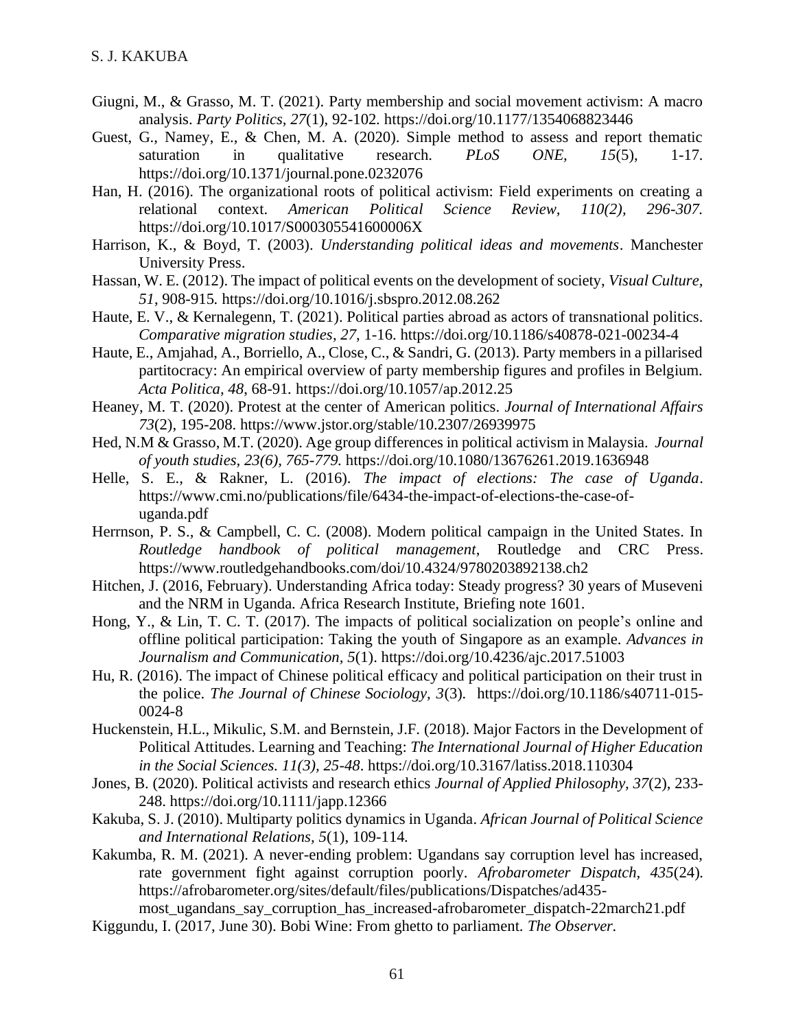Giugni, M., & Grasso, M. T. (2021). Party membership and social movement activism: A macro analysis. *Party Politics, 27*(1), 92-102. https://doi.org/10.1177/1354068823446

Guest, G., Namey, E., & Chen, M. A. (2020). Simple method to assess and report thematic saturation in qualitative research. *PLoS ONE, 15*(5), 1-17. https://doi.org/10.1371/journal.pone.0232076

Han, H. (2016). The organizational roots of political activism: Field experiments on creating a relational context. *American Political Science Review, 110(2), 296-307.* https://doi.org/10.1017/S000305541600006X

Harrison, K., & Boyd, T. (2003). *Understanding political ideas and movements*. Manchester University Press.

Hassan, W. E. (2012). The impact of political events on the development of society, *Visual Culture, 51*, 908-915. https://doi.org/10.1016/j.sbspro.2012.08.262

Haute, E. V., & Kernalegenn, T. (2021). Political parties abroad as actors of transnational politics. *Comparative migration studies*, *27*, 1-16. https://doi.org/10.1186/s40878-021-00234-4

Haute, E., Amjahad, A., Borriello, A., Close, C., & Sandri, G. (2013). Party members in a pillarised partitocracy: An empirical overview of party membership figures and profiles in Belgium. *Acta Politica*, *48*, 68-91. https://doi.org/10.1057/ap.2012.25

Heaney, M. T. (2020). Protest at the center of American politics. *Journal of International Affairs 73*(2), 195-208. https://www.jstor.org/stable/10.2307/26939975

Hed, N.M & Grasso, M.T. (2020). Age group differences in political activism in Malaysia. *Journal of youth studies, 23(6), 765-779.* https://doi.org/10.1080/13676261.2019.1636948

Helle, S. E., & Rakner, L. (2016). *The impact of elections: The case of Uganda*. https://www.cmi.no/publications/file/6434-the-impact-of-elections-the-case-of-uganda.pdf

Herrnson, P. S., & Campbell, C. C. (2008). Modern political campaign in the United States. In *Routledge handbook of political management*, Routledge and CRC Press. https://www.routledgehandbooks.com/doi/10.4324/9780203892138.ch2

Hitchen, J. (2016, February). Understanding Africa today: Steady progress? 30 years of Museveni and the NRM in Uganda. Africa Research Institute, Briefing note 1601.

Hong, Y., & Lin, T. C. T. (2017). The impacts of political socialization on people's online and offline political participation: Taking the youth of Singapore as an example. *Advances in Journalism and Communication, 5*(1). https://doi.org/10.4236/ajc.2017.51003

Hu, R. (2016). The impact of Chinese political efficacy and political participation on their trust in the police. *The Journal of Chinese Sociology, 3*(3). https://doi.org/10.1186/s40711-015-0024-8

Huckenstein, H.L., Mikulic, S.M. and Bernstein, J.F. (2018). Major Factors in the Development of Political Attitudes. Learning and Teaching: *The International Journal of Higher Education in the Social Sciences. 11(3), 25-48*. https://doi.org/10.3167/latiss.2018.110304

Jones, B. (2020). Political activists and research ethics *Journal of Applied Philosophy, 37*(2), 233-248. https://doi.org/10.1111/japp.12366

Kakuba, S. J. (2010). Multiparty politics dynamics in Uganda. *African Journal of Political Science and International Relations, 5*(1), 109-114.

Kakumba, R. M. (2021). A never-ending problem: Ugandans say corruption level has increased, rate government fight against corruption poorly. *Afrobarometer Dispatch*, *435*(24). https://afrobarometer.org/sites/default/files/publications/Dispatches/ad435-most_ugandans_say_corruption_has_increased-afrobarometer_dispatch-22march21.pdf

Kiggundu, I. (2017, June 30). Bobi Wine: From ghetto to parliament. *The Observer.*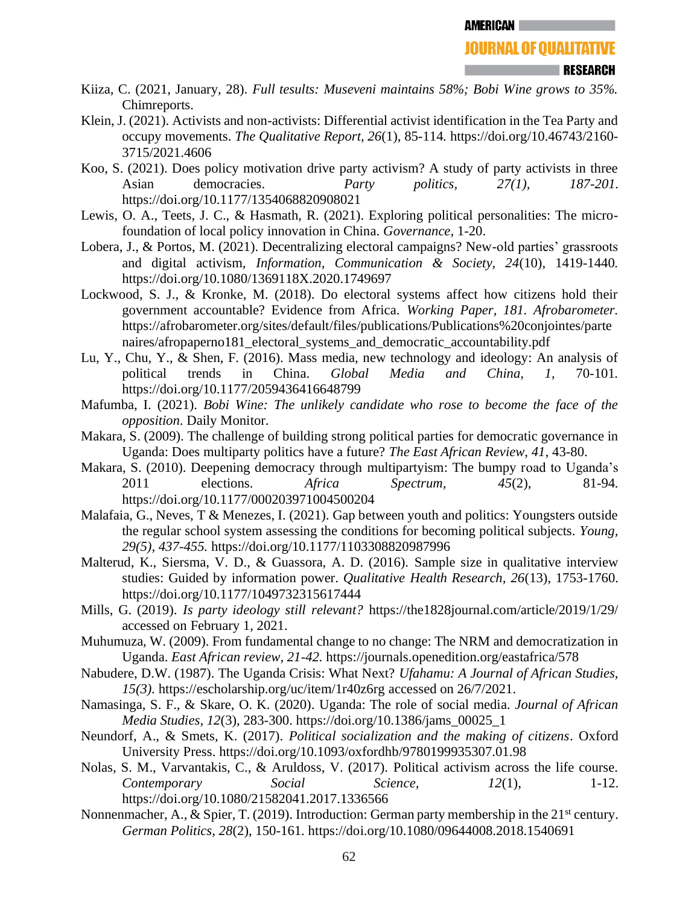Kiiza, C. (2021, January, 28). *Full tesults: Museveni maintains 58%; Bobi Wine grows to 35%.* Chimreports.

Klein, J. (2021). Activists and non-activists: Differential activist identification in the Tea Party and occupy movements. *The Qualitative Report, 26*(1), 85-114. https://doi.org/10.46743/2160-3715/2021.4606

Koo, S. (2021). Does policy motivation drive party activism? A study of party activists in three Asian democracies. *Party politics, 27(1), 187-201.* https://doi.org/10.1177/1354068820908021

Lewis, O. A., Teets, J. C., & Hasmath, R. (2021). Exploring political personalities: The micro-foundation of local policy innovation in China. *Governance*, 1-20.

Lobera, J., & Portos, M. (2021). Decentralizing electoral campaigns? New-old parties' grassroots and digital activism, *Information, Communication & Society, 24*(10), 1419-1440. https://doi.org/10.1080/1369118X.2020.1749697

Lockwood, S. J., & Kronke, M. (2018). Do electoral systems affect how citizens hold their government accountable? Evidence from Africa. *Working Paper, 181. Afrobarometer.* https://afrobarometer.org/sites/default/files/publications/Publications%20conjointes/partenaires/afropaperno181_electoral_systems_and_democratic_accountability.pdf

Lu, Y., Chu, Y., & Shen, F. (2016). Mass media, new technology and ideology: An analysis of political trends in China. *Global Media and China, 1*, 70-101. https://doi.org/10.1177/2059436416648799

Mafumba, I. (2021). *Bobi Wine: The unlikely candidate who rose to become the face of the opposition*. Daily Monitor.

Makara, S. (2009). The challenge of building strong political parties for democratic governance in Uganda: Does multiparty politics have a future? *The East African Review, 41*, 43-80.

Makara, S. (2010). Deepening democracy through multipartyism: The bumpy road to Uganda's 2011 elections. *Africa Spectrum, 45*(2), 81-94. https://doi.org/10.1177/000203971004500204

Malafaia, G., Neves, T & Menezes, I. (2021). Gap between youth and politics: Youngsters outside the regular school system assessing the conditions for becoming political subjects. *Young, 29(5), 437-455.* https://doi.org/10.1177/1103308820987996

Malterud, K., Siersma, V. D., & Guassora, A. D. (2016). Sample size in qualitative interview studies: Guided by information power. *Qualitative Health Research, 26*(13), 1753-1760. https://doi.org/10.1177/1049732315617444

Mills, G. (2019). *Is party ideology still relevant?* https://the1828journal.com/article/2019/1/29/ accessed on February 1, 2021.

Muhumuza, W. (2009). From fundamental change to no change: The NRM and democratization in Uganda. *East African review, 21-42.* https://journals.openedition.org/eastafrica/578

Nabudere, D.W. (1987). The Uganda Crisis: What Next? *Ufahamu: A Journal of African Studies, 15(3).* https://escholarship.org/uc/item/1r40z6rg accessed on 26/7/2021.

Namasinga, S. F., & Skare, O. K. (2020). Uganda: The role of social media. *Journal of African Media Studies, 12*(3), 283-300. https://doi.org/10.1386/jams_00025_1

Neundorf, A., & Smets, K. (2017). *Political socialization and the making of citizens*. Oxford University Press. https://doi.org/10.1093/oxfordhb/9780199935307.01.98

Nolas, S. M., Varvantakis, C., & Aruldoss, V. (2017). Political activism across the life course. *Contemporary Social Science, 12*(1), 1-12. https://doi.org/10.1080/21582041.2017.1336566

Nonnenmacher, A., & Spier, T. (2019). Introduction: German party membership in the 21st century. *German Politics, 28*(2), 150-161. https://doi.org/10.1080/09644008.2018.1540691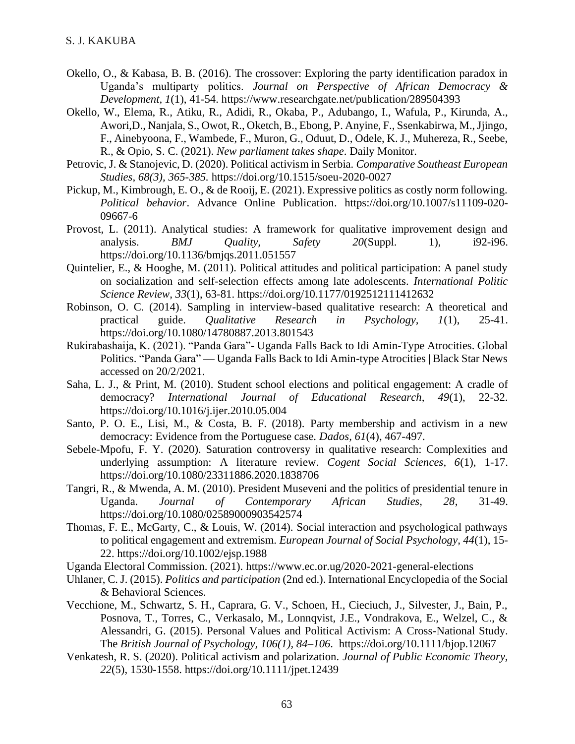Okello, O., & Kabasa, B. B. (2016). The crossover: Exploring the party identification paradox in Uganda's multiparty politics. *Journal on Perspective of African Democracy & Development*, *1*(1), 41-54. https://www.researchgate.net/publication/289504393

Okello, W., Elema, R., Atiku, R., Adidi, R., Okaba, P., Adubango, I., Wafula, P., Kirunda, A., Awori,D., Nanjala, S., Owot, R., Oketch, B., Ebong, P. Anyine, F., Ssenkabirwa, M., Jjingo, F., Ainebyoona, F., Wambede, F., Muron, G., Oduut, D., Odele, K. J., Muhereza, R., Seebe, R., & Opio, S. C. (2021). *New parliament takes shape*. Daily Monitor.

Petrovic, J. & Stanojevic, D. (2020). Political activism in Serbia. *Comparative Southeast European Studies, 68(3), 365-385.* https://doi.org/10.1515/soeu-2020-0027

Pickup, M., Kimbrough, E. O., & de Rooij, E. (2021). Expressive politics as costly norm following. *Political behavior*. Advance Online Publication. https://doi.org/10.1007/s11109-020-09667-6

Provost, L. (2011). Analytical studies: A framework for qualitative improvement design and analysis. *BMJ Quality, Safety 20*(Suppl. 1), i92-i96. https://doi.org/10.1136/bmjqs.2011.051557

Quintelier, E., & Hooghe, M. (2011). Political attitudes and political participation: A panel study on socialization and self-selection effects among late adolescents. *International Politic Science Review*, *33*(1), 63-81. https://doi.org/10.1177/0192512111412632

Robinson, O. C. (2014). Sampling in interview-based qualitative research: A theoretical and practical guide. *Qualitative Research in Psychology, 1*(1), 25-41. https://doi.org/10.1080/14780887.2013.801543

Rukirabashaija, K. (2021). "Panda Gara"- Uganda Falls Back to Idi Amin-Type Atrocities. Global Politics. "Panda Gara" — Uganda Falls Back to Idi Amin-type Atrocities | Black Star News accessed on 20/2/2021.

Saha, L. J., & Print, M. (2010). Student school elections and political engagement: A cradle of democracy? *International Journal of Educational Research, 49*(1), 22-32. https://doi.org/10.1016/j.ijer.2010.05.004

Santo, P. O. E., Lisi, M., & Costa, B. F. (2018). Party membership and activism in a new democracy: Evidence from the Portuguese case. *Dados, 61*(4), 467-497.

Sebele-Mpofu, F. Y. (2020). Saturation controversy in qualitative research: Complexities and underlying assumption: A literature review. *Cogent Social Sciences, 6*(1), 1-17. https://doi.org/10.1080/23311886.2020.1838706

Tangri, R., & Mwenda, A. M. (2010). President Museveni and the politics of presidential tenure in Uganda. *Journal of Contemporary African Studies, 28*, 31-49. https://doi.org/10.1080/02589000903542574

Thomas, F. E., McGarty, C., & Louis, W. (2014). Social interaction and psychological pathways to political engagement and extremism. *European Journal of Social Psychology, 44*(1), 15-22. https://doi.org/10.1002/ejsp.1988

Uganda Electoral Commission. (2021). https://www.ec.or.ug/2020-2021-general-elections

Uhlaner, C. J. (2015). *Politics and participation* (2nd ed.). International Encyclopedia of the Social & Behavioral Sciences.

Vecchione, M., Schwartz, S. H., Caprara, G. V., Schoen, H., Cieciuch, J., Silvester, J., Bain, P., Posnova, T., Torres, C., Verkasalo, M., Lonnqvist, J.E., Vondrakova, E., Welzel, C., & Alessandri, G. (2015). Personal Values and Political Activism: A Cross-National Study. The *British Journal of Psychology, 106(1), 84–106*. https://doi.org/10.1111/bjop.12067

Venkatesh, R. S. (2020). Political activism and polarization. *Journal of Public Economic Theory, 22*(5), 1530-1558. https://doi.org/10.1111/jpet.12439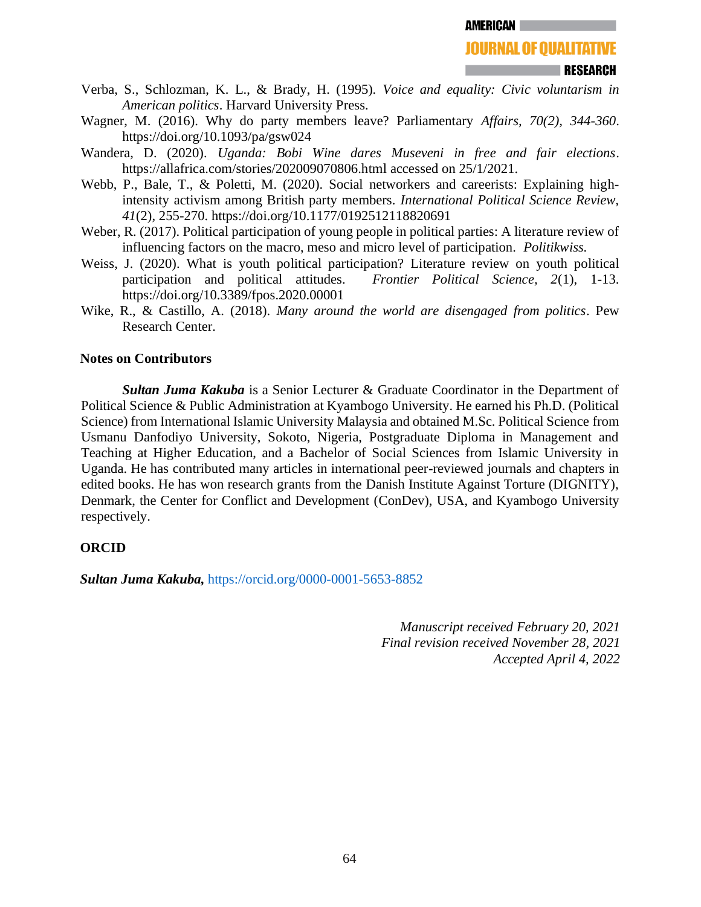Verba, S., Schlozman, K. L., & Brady, H. (1995). *Voice and equality: Civic voluntarism in American politics*. Harvard University Press.

Wagner, M. (2016). Why do party members leave? Parliamentary *Affairs, 70(2), 344-360*. https://doi.org/10.1093/pa/gsw024

Wandera, D. (2020). *Uganda: Bobi Wine dares Museveni in free and fair elections*. https://allafrica.com/stories/202009070806.html accessed on 25/1/2021.

Webb, P., Bale, T., & Poletti, M. (2020). Social networkers and careerists: Explaining high-intensity activism among British party members. *International Political Science Review, 41*(2), 255-270. https://doi.org/10.1177/0192512118820691

Weber, R. (2017). Political participation of young people in political parties: A literature review of influencing factors on the macro, meso and micro level of participation. *Politikwiss.*

Weiss, J. (2020). What is youth political participation? Literature review on youth political participation and political attitudes. *Frontier Political Science*, *2*(1), 1-13. https://doi.org/10.3389/fpos.2020.00001

Wike, R., & Castillo, A. (2018). *Many around the world are disengaged from politics*. Pew Research Center.

**Notes on Contributors**

***Sultan Juma Kakuba*** is a Senior Lecturer & Graduate Coordinator in the Department of Political Science & Public Administration at Kyambogo University. He earned his Ph.D. (Political Science) from International Islamic University Malaysia and obtained M.Sc. Political Science from Usmanu Danfodiyo University, Sokoto, Nigeria, Postgraduate Diploma in Management and Teaching at Higher Education, and a Bachelor of Social Sciences from Islamic University in Uganda. He has contributed many articles in international peer-reviewed journals and chapters in edited books. He has won research grants from the Danish Institute Against Torture (DIGNITY), Denmark, the Center for Conflict and Development (ConDev), USA, and Kyambogo University respectively.

**ORCID**

***Sultan Juma Kakuba,*** https://orcid.org/0000-0001-5653-8852

*Manuscript received February 20, 2021*
*Final revision received November 28, 2021*
*Accepted April 4, 2022*